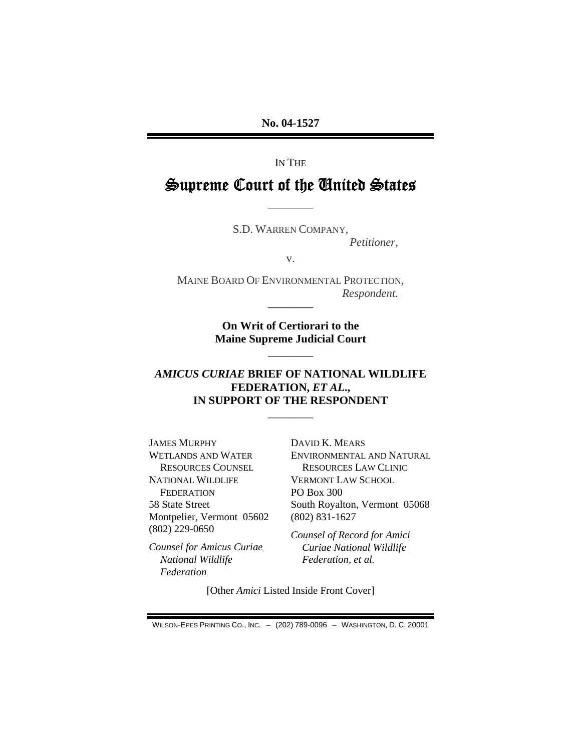**No. 04-1527**

---

IN THE

# Supreme Court of the United States

---

S.D. WARREN COMPANY,
*Petitioner*,

v.

MAINE BOARD OF ENVIRONMENTAL PROTECTION,
*Respondent.*

---

**On Writ of Certiorari to the Maine Supreme Judicial Court**

---

## *AMICUS CURIAE* BRIEF OF NATIONAL WILDLIFE FEDERATION, *ET AL.*, IN SUPPORT OF THE RESPONDENT

---

JAMES MURPHY
WETLANDS AND WATER RESOURCES COUNSEL
NATIONAL WILDLIFE FEDERATION
58 State Street
Montpelier, Vermont 05602
(802) 229-0650

*Counsel for Amicus Curiae National Wildlife Federation*

DAVID K. MEARS
ENVIRONMENTAL AND NATURAL RESOURCES LAW CLINIC
VERMONT LAW SCHOOL
PO Box 300
South Royalton, Vermont 05068
(802) 831-1627

*Counsel of Record for Amici Curiae National Wildlife Federation, et al.*

[Other *Amici* Listed Inside Front Cover]

WILSON-EPES PRINTING CO., INC. – (202) 789-0096 – WASHINGTON, D. C. 20001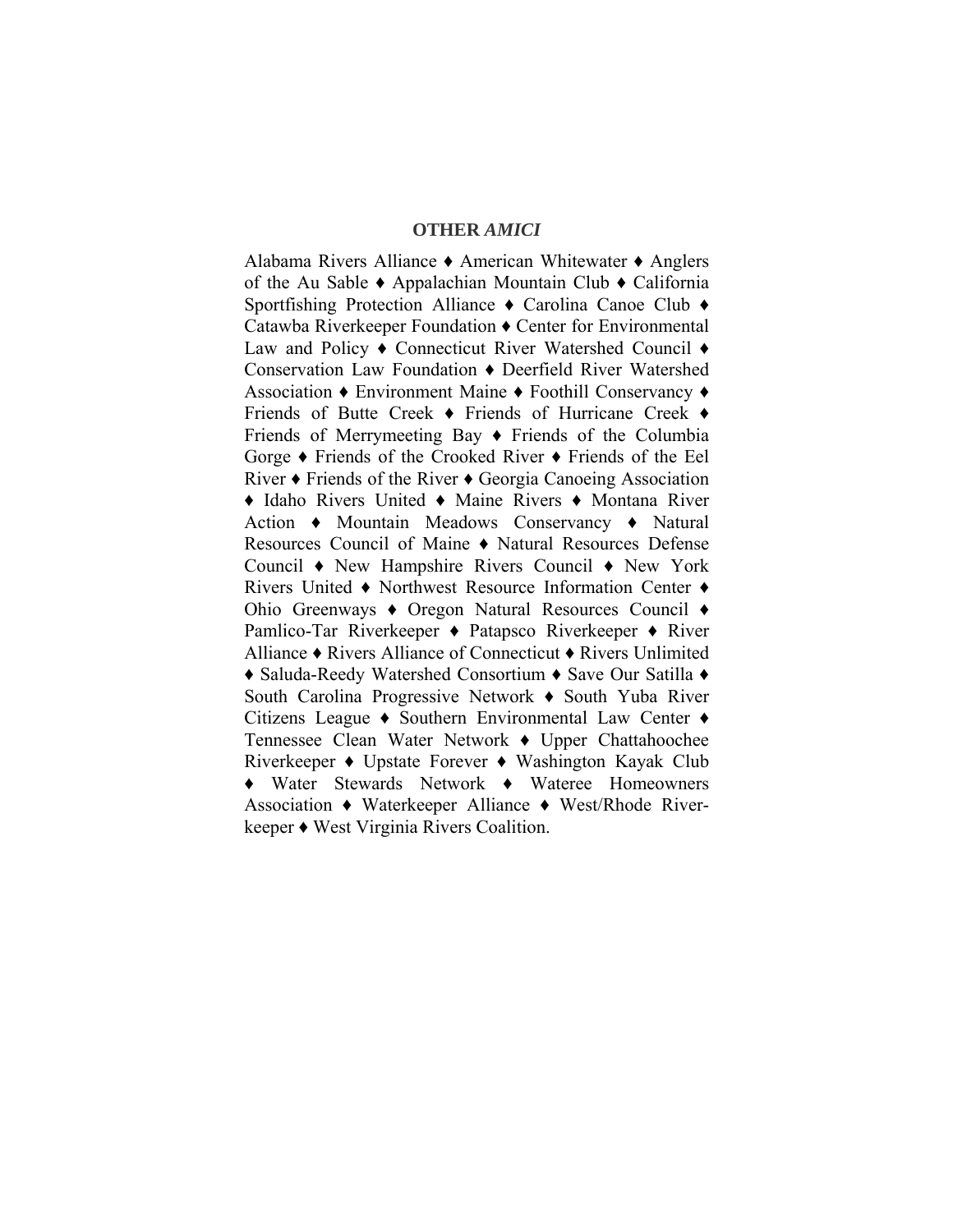## OTHER *AMICI*

Alabama Rivers Alliance ♦ American Whitewater ♦ Anglers of the Au Sable ♦ Appalachian Mountain Club ♦ California Sportfishing Protection Alliance ♦ Carolina Canoe Club ♦ Catawba Riverkeeper Foundation ♦ Center for Environmental Law and Policy ♦ Connecticut River Watershed Council ♦ Conservation Law Foundation ♦ Deerfield River Watershed Association ♦ Environment Maine ♦ Foothill Conservancy ♦ Friends of Butte Creek ♦ Friends of Hurricane Creek ♦ Friends of Merrymeeting Bay ♦ Friends of the Columbia Gorge ♦ Friends of the Crooked River ♦ Friends of the Eel River ♦ Friends of the River ♦ Georgia Canoeing Association ♦ Idaho Rivers United ♦ Maine Rivers ♦ Montana River Action ♦ Mountain Meadows Conservancy ♦ Natural Resources Council of Maine ♦ Natural Resources Defense Council ♦ New Hampshire Rivers Council ♦ New York Rivers United ♦ Northwest Resource Information Center ♦ Ohio Greenways ♦ Oregon Natural Resources Council ♦ Pamlico-Tar Riverkeeper ♦ Patapsco Riverkeeper ♦ River Alliance ♦ Rivers Alliance of Connecticut ♦ Rivers Unlimited ♦ Saluda-Reedy Watershed Consortium ♦ Save Our Satilla ♦ South Carolina Progressive Network ♦ South Yuba River Citizens League ♦ Southern Environmental Law Center ♦ Tennessee Clean Water Network ♦ Upper Chattahoochee Riverkeeper ♦ Upstate Forever ♦ Washington Kayak Club ♦ Water Stewards Network ♦ Wateree Homeowners Association ♦ Waterkeeper Alliance ♦ West/Rhode Riverkeeper ♦ West Virginia Rivers Coalition.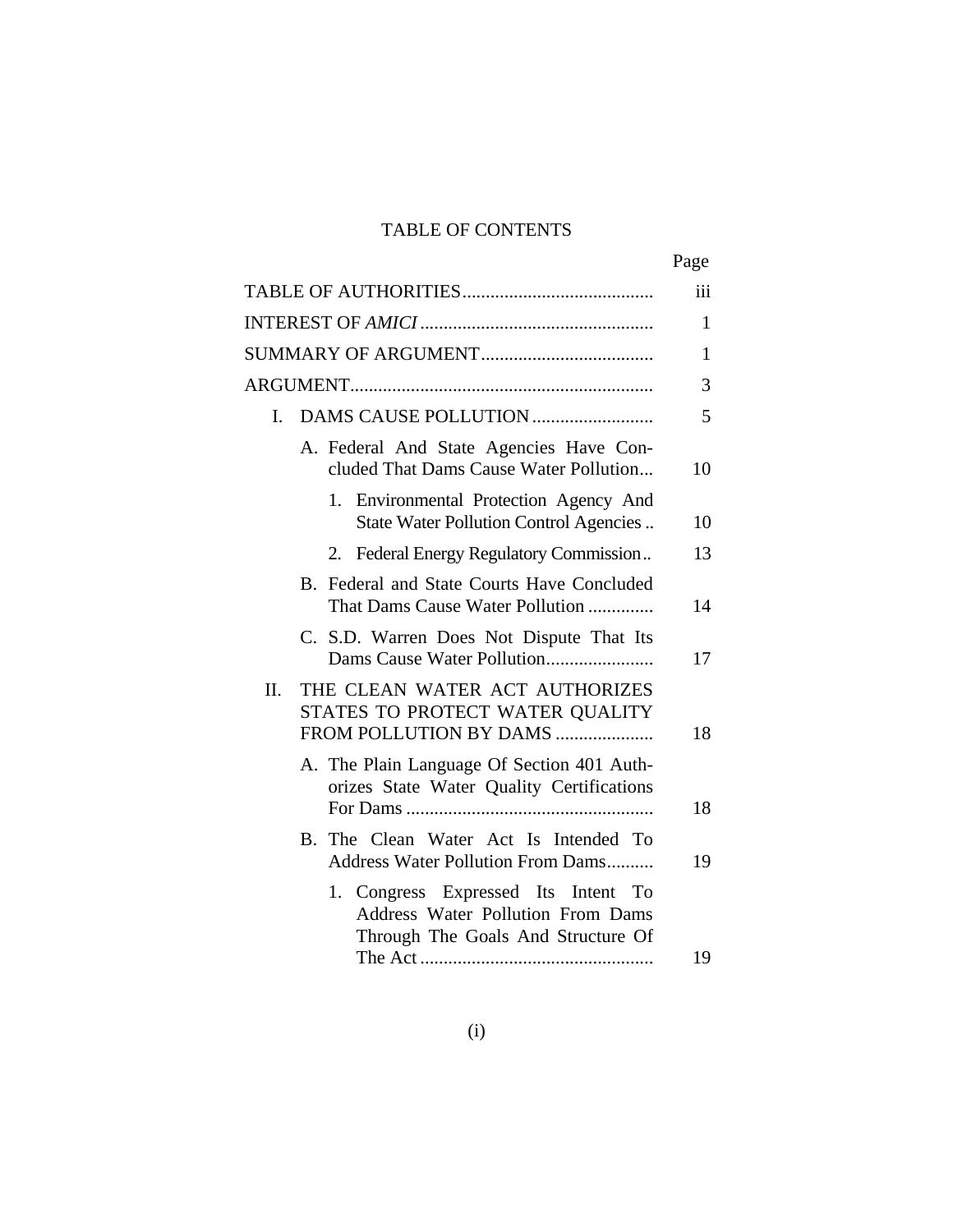# TABLE OF CONTENTS

| | Page |
|---|---|
| TABLE OF AUTHORITIES | iii |
| INTEREST OF *AMICI* | 1 |
| SUMMARY OF ARGUMENT | 1 |
| ARGUMENT | 3 |
| I. DAMS CAUSE POLLUTION | 5 |
| A. Federal And State Agencies Have Concluded That Dams Cause Water Pollution | 10 |
| 1. Environmental Protection Agency And State Water Pollution Control Agencies | 10 |
| 2. Federal Energy Regulatory Commission | 13 |
| B. Federal and State Courts Have Concluded That Dams Cause Water Pollution | 14 |
| C. S.D. Warren Does Not Dispute That Its Dams Cause Water Pollution | 17 |
| II. THE CLEAN WATER ACT AUTHORIZES STATES TO PROTECT WATER QUALITY FROM POLLUTION BY DAMS | 18 |
| A. The Plain Language Of Section 401 Authorizes State Water Quality Certifications For Dams | 18 |
| B. The Clean Water Act Is Intended To Address Water Pollution From Dams | 19 |
| 1. Congress Expressed Its Intent To Address Water Pollution From Dams Through The Goals And Structure Of The Act | 19 |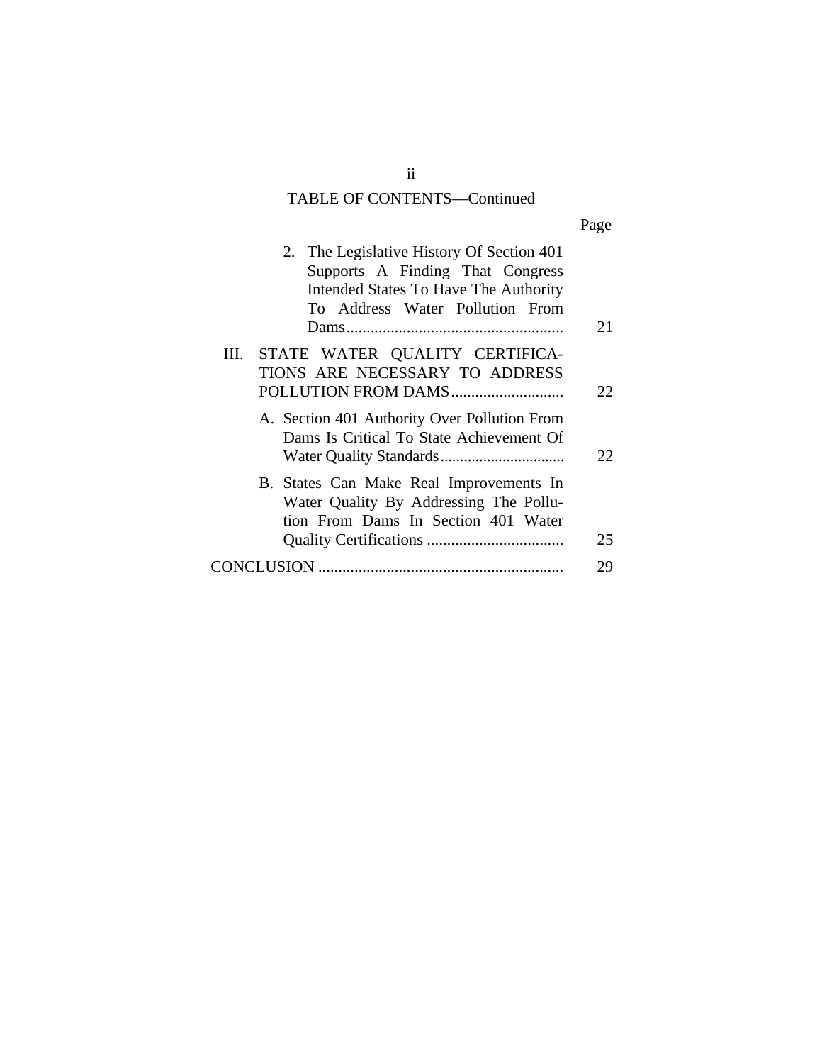TABLE OF CONTENTS—Continued

| | Page |
|---|---|
| 2. The Legislative History Of Section 401 Supports A Finding That Congress Intended States To Have The Authority To Address Water Pollution From Dams | 21 |
| III. STATE WATER QUALITY CERTIFICATIONS ARE NECESSARY TO ADDRESS POLLUTION FROM DAMS | 22 |
| A. Section 401 Authority Over Pollution From Dams Is Critical To State Achievement Of Water Quality Standards | 22 |
| B. States Can Make Real Improvements In Water Quality By Addressing The Pollution From Dams In Section 401 Water Quality Certifications | 25 |
| CONCLUSION | 29 |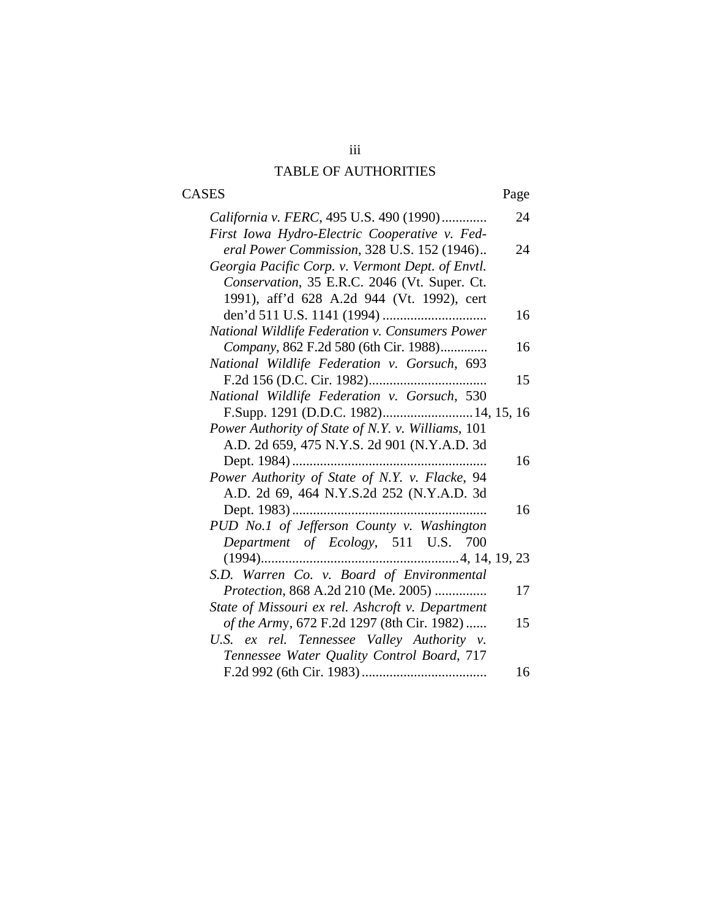## TABLE OF AUTHORITIES

| CASES | Page |
|---|---|
| *California v. FERC*, 495 U.S. 490 (1990) | 24 |
| *First Iowa Hydro-Electric Cooperative v. Federal Power Commission*, 328 U.S. 152 (1946) | 24 |
| *Georgia Pacific Corp. v. Vermont Dept. of Envtl. Conservation*, 35 E.R.C. 2046 (Vt. Super. Ct. 1991), aff'd 628 A.2d 944 (Vt. 1992), cert den'd 511 U.S. 1141 (1994) | 16 |
| *National Wildlife Federation v. Consumers Power Company*, 862 F.2d 580 (6th Cir. 1988) | 16 |
| *National Wildlife Federation v. Gorsuch*, 693 F.2d 156 (D.C. Cir. 1982) | 15 |
| *National Wildlife Federation v. Gorsuch*, 530 F.Supp. 1291 (D.D.C. 1982) | 14, 15, 16 |
| *Power Authority of State of N.Y. v. Williams*, 101 A.D. 2d 659, 475 N.Y.S. 2d 901 (N.Y.A.D. 3d Dept. 1984) | 16 |
| *Power Authority of State of N.Y. v. Flacke*, 94 A.D. 2d 69, 464 N.Y.S.2d 252 (N.Y.A.D. 3d Dept. 1983) | 16 |
| *PUD No.1 of Jefferson County v. Washington Department of Ecology*, 511 U.S. 700 (1994) | 4, 14, 19, 23 |
| *S.D. Warren Co. v. Board of Environmental Protection*, 868 A.2d 210 (Me. 2005) | 17 |
| *State of Missouri ex rel. Ashcroft v. Department of the Army*, 672 F.2d 1297 (8th Cir. 1982) | 15 |
| *U.S. ex rel. Tennessee Valley Authority v. Tennessee Water Quality Control Board*, 717 F.2d 992 (6th Cir. 1983) | 16 |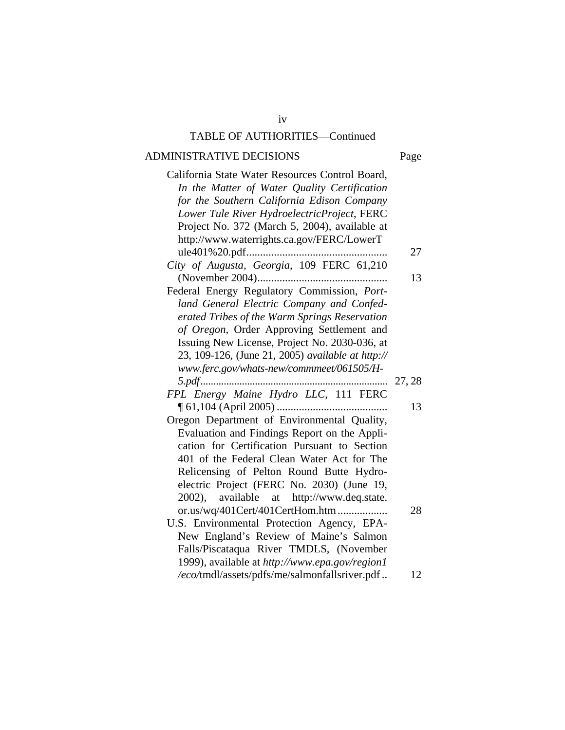TABLE OF AUTHORITIES—Continued

## ADMINISTRATIVE DECISIONS

| | Page |
|---|---|
| California State Water Resources Control Board, *In the Matter of Water Quality Certification for the Southern California Edison Company Lower Tule River HydroelectricProject*, FERC Project No. 372 (March 5, 2004), available at http://www.waterrights.ca.gov/FERC/LowerTule401%20.pdf | 27 |
| *City of Augusta, Georgia*, 109 FERC 61,210 (November 2004) | 13 |
| Federal Energy Regulatory Commission, *Portland General Electric Company and Confederated Tribes of the Warm Springs Reservation of Oregon*, Order Approving Settlement and Issuing New License, Project No. 2030-036, at 23, 109-126, (June 21, 2005) *available at http://www.ferc.gov/whats-new/commmeet/061505/H-5.pdf* | 27, 28 |
| *FPL Energy Maine Hydro LLC*, 111 FERC ¶ 61,104 (April 2005) | 13 |
| Oregon Department of Environmental Quality, Evaluation and Findings Report on the Application for Certification Pursuant to Section 401 of the Federal Clean Water Act for The Relicensing of Pelton Round Butte Hydroelectric Project (FERC No. 2030) (June 19, 2002), available at http://www.deq.state.or.us/wq/401Cert/401CertHom.htm | 28 |
| U.S. Environmental Protection Agency, EPA-New England's Review of Maine's Salmon Falls/Piscataqua River TMDLS, (November 1999), available at *http://www.epa.gov/region1/eco/*tmdl/assets/pdfs/me/salmonfallsriver.pdf | 12 |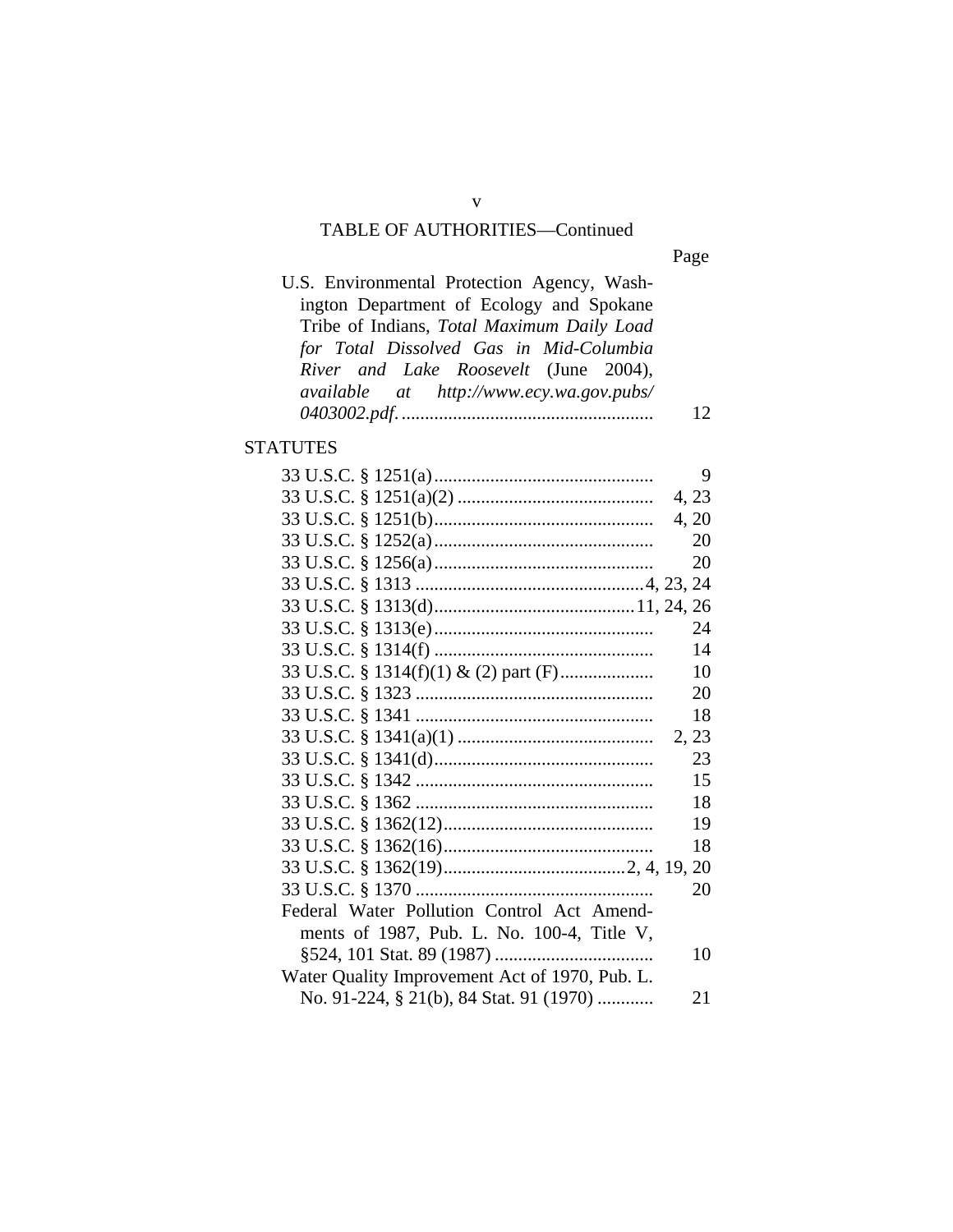TABLE OF AUTHORITIES—Continued

| | Page |
|---|---|
| U.S. Environmental Protection Agency, Washington Department of Ecology and Spokane Tribe of Indians, *Total Maximum Daily Load for Total Dissolved Gas in Mid-Columbia River and Lake Roosevelt* (June 2004), *available at http://www.ecy.wa.gov.pubs/0403002.pdf.* | 12 |

## STATUTES

| | |
|---|---|
| 33 U.S.C. § 1251(a) | 9 |
| 33 U.S.C. § 1251(a)(2) | 4, 23 |
| 33 U.S.C. § 1251(b) | 4, 20 |
| 33 U.S.C. § 1252(a) | 20 |
| 33 U.S.C. § 1256(a) | 20 |
| 33 U.S.C. § 1313 | 4, 23, 24 |
| 33 U.S.C. § 1313(d) | 11, 24, 26 |
| 33 U.S.C. § 1313(e) | 24 |
| 33 U.S.C. § 1314(f) | 14 |
| 33 U.S.C. § 1314(f)(1) & (2) part (F) | 10 |
| 33 U.S.C. § 1323 | 20 |
| 33 U.S.C. § 1341 | 18 |
| 33 U.S.C. § 1341(a)(1) | 2, 23 |
| 33 U.S.C. § 1341(d) | 23 |
| 33 U.S.C. § 1342 | 15 |
| 33 U.S.C. § 1362 | 18 |
| 33 U.S.C. § 1362(12) | 19 |
| 33 U.S.C. § 1362(16) | 18 |
| 33 U.S.C. § 1362(19) | 2, 4, 19, 20 |
| 33 U.S.C. § 1370 | 20 |
| Federal Water Pollution Control Act Amendments of 1987, Pub. L. No. 100-4, Title V, §524, 101 Stat. 89 (1987) | 10 |
| Water Quality Improvement Act of 1970, Pub. L. No. 91-224, § 21(b), 84 Stat. 91 (1970) | 21 |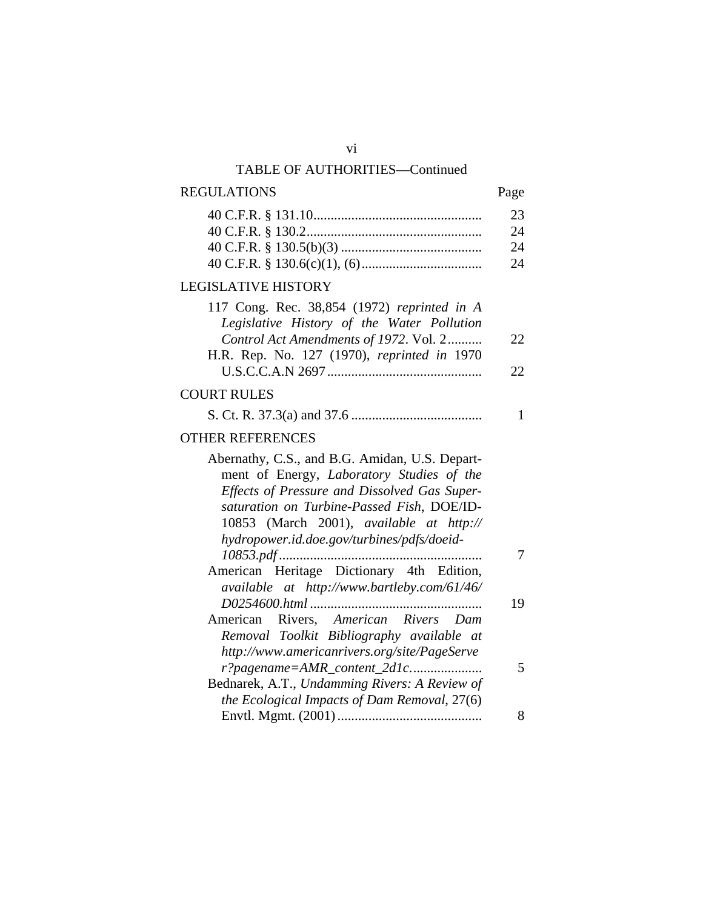## TABLE OF AUTHORITIES—Continued

| REGULATIONS | Page |
|---|---|
| 40 C.F.R. § 131.10 | 23 |
| 40 C.F.R. § 130.2 | 24 |
| 40 C.F.R. § 130.5(b)(3) | 24 |
| 40 C.F.R. § 130.6(c)(1), (6) | 24 |

| LEGISLATIVE HISTORY | |
|---|---|
| 117 Cong. Rec. 38,854 (1972) *reprinted in A Legislative History of the Water Pollution Control Act Amendments of 1972*. Vol. 2 | 22 |
| H.R. Rep. No. 127 (1970), *reprinted in* 1970 U.S.C.C.A.N 2697 | 22 |

| COURT RULES | |
|---|---|
| S. Ct. R. 37.3(a) and 37.6 | 1 |

| OTHER REFERENCES | |
|---|---|
| Abernathy, C.S., and B.G. Amidan, U.S. Department of Energy, *Laboratory Studies of the Effects of Pressure and Dissolved Gas Supersaturation on Turbine-Passed Fish*, DOE/ID-10853 (March 2001), *available at http://hydropower.id.doe.gov/turbines/pdfs/doeid-10853.pdf* | 7 |
| American Heritage Dictionary 4th Edition, *available at http://www.bartleby.com/61/46/D0254600.html* | 19 |
| American Rivers, *American Rivers Dam Removal Toolkit Bibliography available at http://www.americanrivers.org/site/PageServer?pagename=AMR_content_2d1c.* | 5 |
| Bednarek, A.T., *Undamming Rivers: A Review of the Ecological Impacts of Dam Removal,* 27(6) Envtl. Mgmt. (2001) | 8 |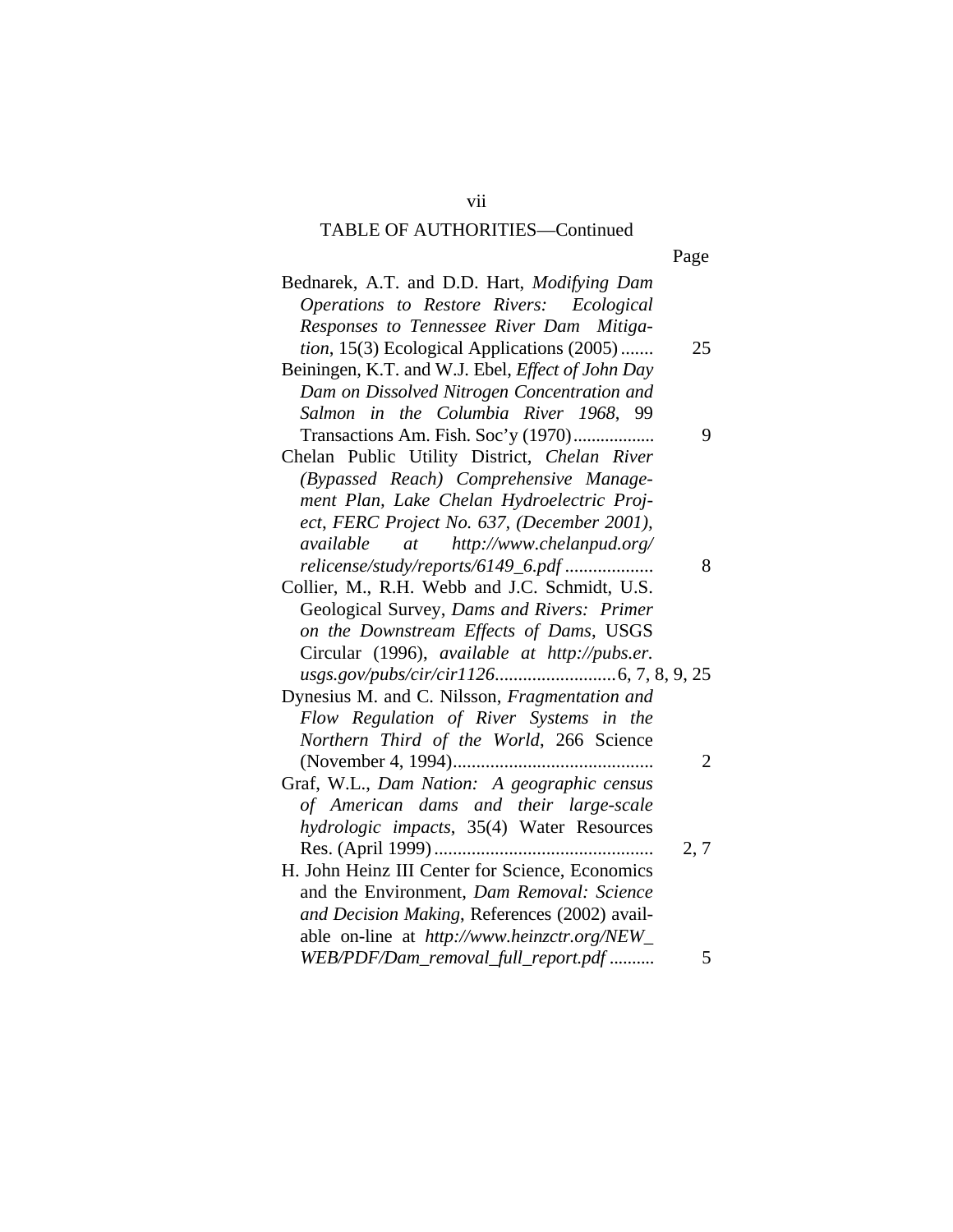TABLE OF AUTHORITIES—Continued

| | Page |
|---|---|
| Bednarek, A.T. and D.D. Hart, *Modifying Dam Operations to Restore Rivers: Ecological Responses to Tennessee River Dam Mitigation*, 15(3) Ecological Applications (2005) | 25 |
| Beiningen, K.T. and W.J. Ebel, *Effect of John Day Dam on Dissolved Nitrogen Concentration and Salmon in the Columbia River 1968*, 99 Transactions Am. Fish. Soc'y (1970) | 9 |
| Chelan Public Utility District, *Chelan River (Bypassed Reach) Comprehensive Management Plan, Lake Chelan Hydroelectric Project, FERC Project No. 637, (December 2001), available at http://www.chelanpud.org/relicense/study/reports/6149_6.pdf* | 8 |
| Collier, M., R.H. Webb and J.C. Schmidt, U.S. Geological Survey, *Dams and Rivers: Primer on the Downstream Effects of Dams*, USGS Circular (1996), *available at http://pubs.er.usgs.gov/pubs/cir/cir1126* | 6, 7, 8, 9, 25 |
| Dynesius M. and C. Nilsson, *Fragmentation and Flow Regulation of River Systems in the Northern Third of the World*, 266 Science (November 4, 1994) | 2 |
| Graf, W.L., *Dam Nation: A geographic census of American dams and their large-scale hydrologic impacts*, 35(4) Water Resources Res. (April 1999) | 2, 7 |
| H. John Heinz III Center for Science, Economics and the Environment, *Dam Removal: Science and Decision Making*, References (2002) available on-line at *http://www.heinzctr.org/NEW_WEB/PDF/Dam_removal_full_report.pdf* | 5 |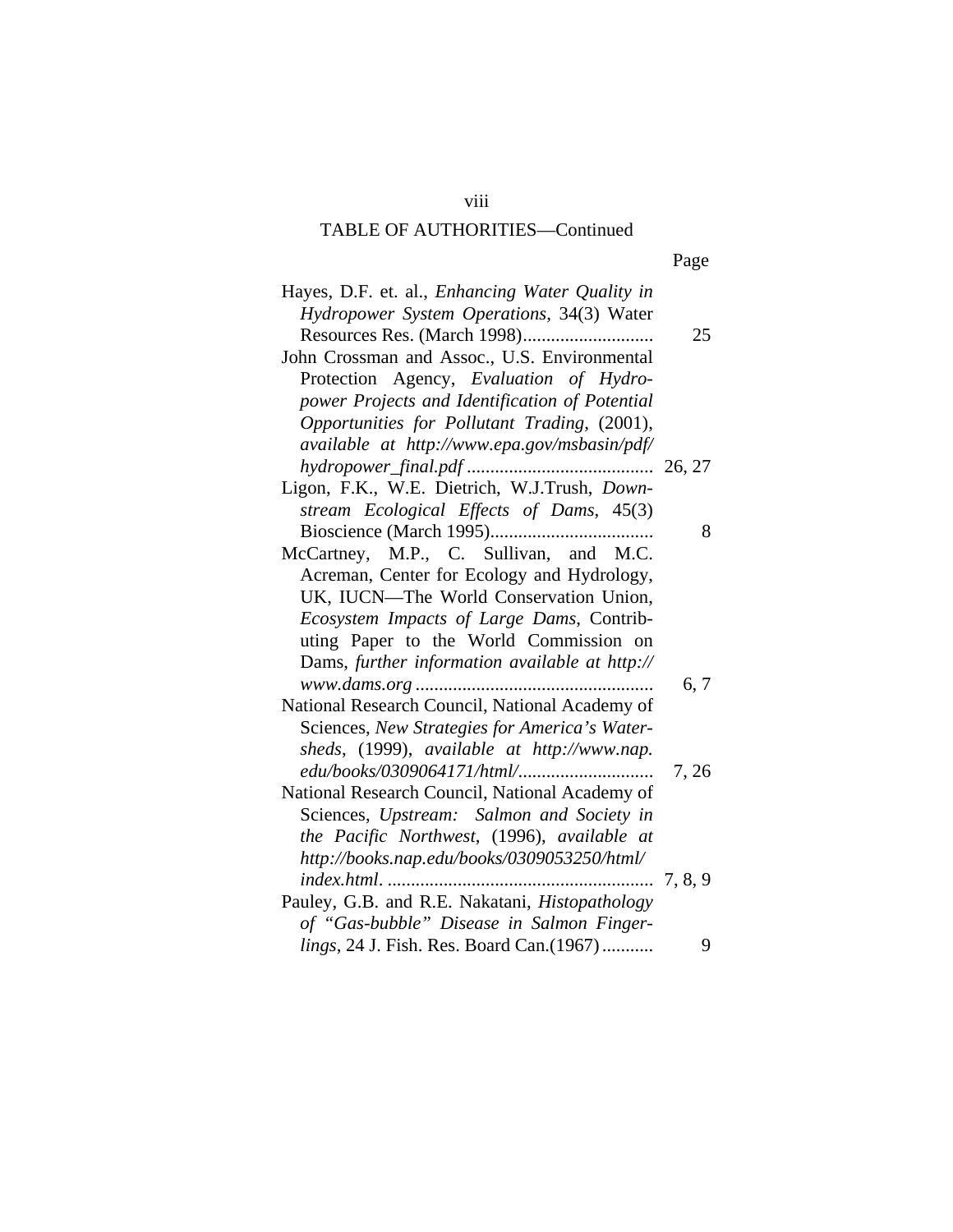TABLE OF AUTHORITIES—Continued

| | Page |
|---|---|
| Hayes, D.F. et. al., *Enhancing Water Quality in Hydropower System Operations*, 34(3) Water Resources Res. (March 1998) | 25 |
| John Crossman and Assoc., U.S. Environmental Protection Agency, *Evaluation of Hydropower Projects and Identification of Potential Opportunities for Pollutant Trading*, (2001), *available at http://www.epa.gov/msbasin/pdf/hydropower_final.pdf* | 26, 27 |
| Ligon, F.K., W.E. Dietrich, W.J.Trush, *Downstream Ecological Effects of Dams*, 45(3) Bioscience (March 1995) | 8 |
| McCartney, M.P., C. Sullivan, and M.C. Acreman, Center for Ecology and Hydrology, UK, IUCN—The World Conservation Union, *Ecosystem Impacts of Large Dams*, Contributing Paper to the World Commission on Dams, *further information available at http://www.dams.org* | 6, 7 |
| National Research Council, National Academy of Sciences, *New Strategies for America's Watersheds*, (1999), *available at http://www.nap.edu/books/0309064171/html/* | 7, 26 |
| National Research Council, National Academy of Sciences, *Upstream: Salmon and Society in the Pacific Northwest*, (1996), *available at http://books.nap.edu/books/0309053250/html/index.html*. | 7, 8, 9 |
| Pauley, G.B. and R.E. Nakatani, *Histopathology of "Gas-bubble" Disease in Salmon Fingerlings*, 24 J. Fish. Res. Board Can.(1967) | 9 |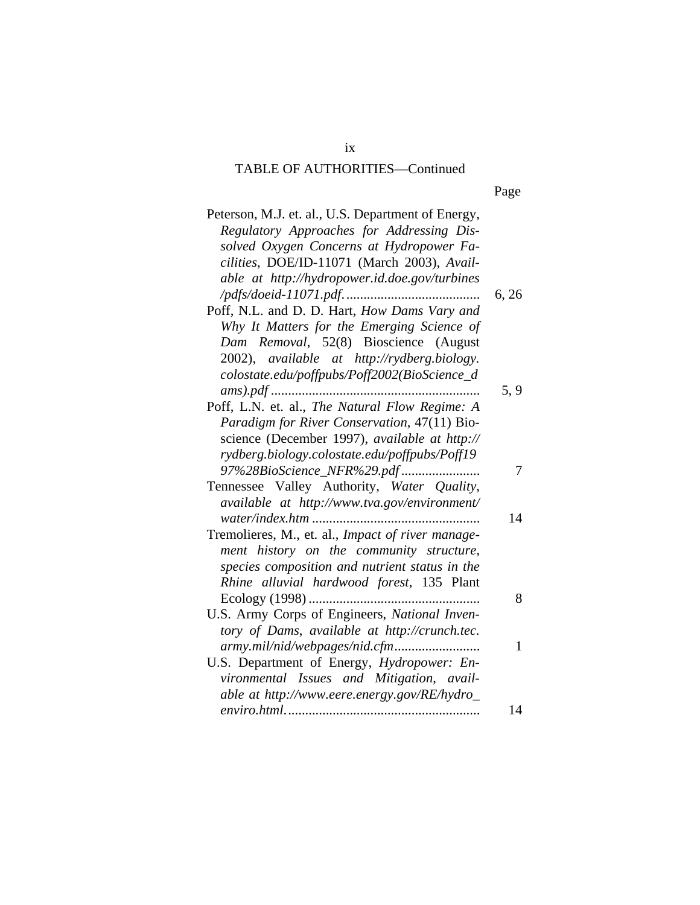TABLE OF AUTHORITIES—Continued

| | Page |
|---|---|
| Peterson, M.J. et. al., U.S. Department of Energy, *Regulatory Approaches for Addressing Dissolved Oxygen Concerns at Hydropower Facilities*, DOE/ID-11071 (March 2003), *Available at http://hydropower.id.doe.gov/turbines/pdfs/doeid-11071.pdf.* | 6, 26 |
| Poff, N.L. and D. D. Hart, *How Dams Vary and Why It Matters for the Emerging Science of Dam Removal*, 52(8) Bioscience (August 2002), *available at http://rydberg.biology.colostate.edu/poffpubs/Poff2002(BioScience_dams).pdf* | 5, 9 |
| Poff, L.N. et. al., *The Natural Flow Regime: A Paradigm for River Conservation*, 47(11) Bioscience (December 1997), *available at http://rydberg.biology.colostate.edu/poffpubs/Poff1997%28BioScience_NFR%29.pdf* | 7 |
| Tennessee Valley Authority, *Water Quality*, *available at http://www.tva.gov/environment/water/index.htm* | 14 |
| Tremolieres, M., et. al., *Impact of river management history on the community structure, species composition and nutrient status in the Rhine alluvial hardwood forest*, 135 Plant Ecology (1998) | 8 |
| U.S. Army Corps of Engineers, *National Inventory of Dams*, *available at http://crunch.tec.army.mil/nid/webpages/nid.cfm* | 1 |
| U.S. Department of Energy, *Hydropower: Environmental Issues and Mitigation*, *available at http://www.eere.energy.gov/RE/hydro_enviro.html.* | 14 |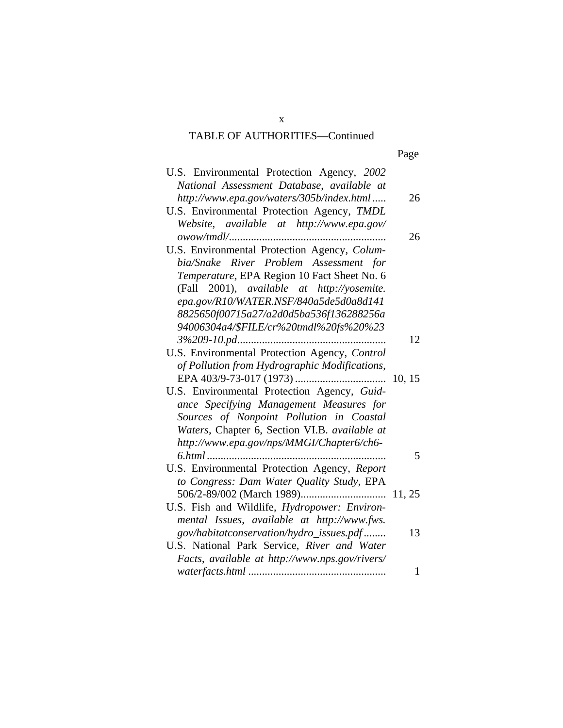TABLE OF AUTHORITIES—Continued

| | Page |
|---|---|
| U.S. Environmental Protection Agency, *2002 National Assessment Database*, *available at http://www.epa.gov/waters/305b/index.html* | 26 |
| U.S. Environmental Protection Agency, *TMDL Website*, *available at http://www.epa.gov/owow/tmdl/* | 26 |
| U.S. Environmental Protection Agency, *Columbia/Snake River Problem Assessment for Temperature*, EPA Region 10 Fact Sheet No. 6 (Fall 2001), *available at http://yosemite.epa.gov/R10/WATER.NSF/840a5de5d0a8d1418825650f00715a27/a2d0d5ba536f136288256a94006304a4/$FILE/cr%20tmdl%20fs%20%233%209-10.pd* | 12 |
| U.S. Environmental Protection Agency, *Control of Pollution from Hydrographic Modifications*, EPA 403/9-73-017 (1973) | 10, 15 |
| U.S. Environmental Protection Agency, *Guidance Specifying Management Measures for Sources of Nonpoint Pollution in Coastal Waters*, Chapter 6, Section VI.B. *available at http://www.epa.gov/nps/MMGI/Chapter6/ch6-6.html* | 5 |
| U.S. Environmental Protection Agency, *Report to Congress: Dam Water Quality Study*, EPA 506/2-89/002 (March 1989) | 11, 25 |
| U.S. Fish and Wildlife, *Hydropower: Environmental Issues*, *available at http://www.fws.gov/habitatconservation/hydro_issues.pdf* | 13 |
| U.S. National Park Service, *River and Water Facts*, *available at http://www.nps.gov/rivers/waterfacts.html* | 1 |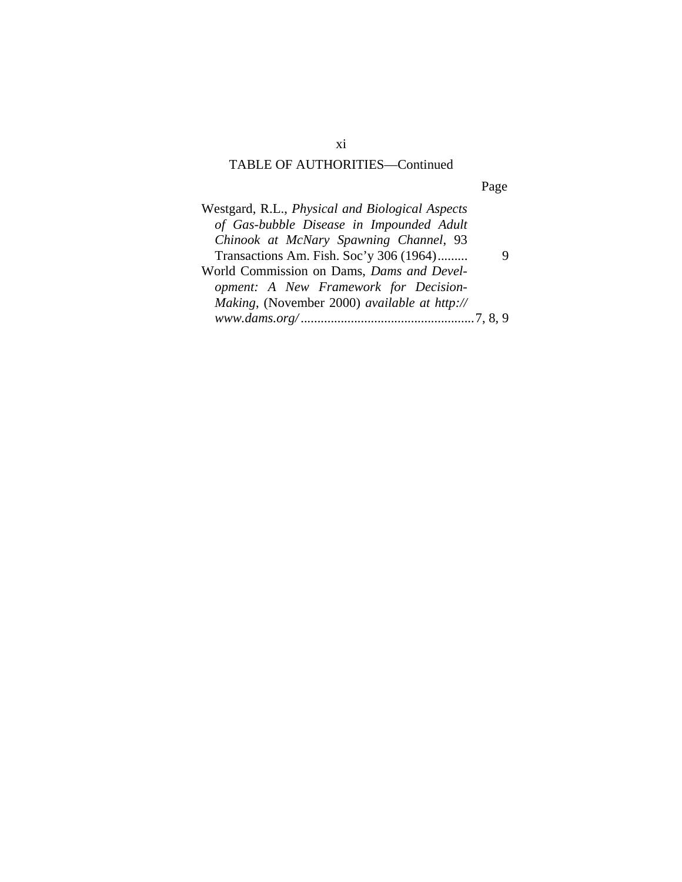TABLE OF AUTHORITIES—Continued

Page

Westgard, R.L., *Physical and Biological Aspects of Gas-bubble Disease in Impounded Adult Chinook at McNary Spawning Channel*, 93 Transactions Am. Fish. Soc'y 306 (1964)......... 9

World Commission on Dams, *Dams and Development: A New Framework for Decision-Making*, (November 2000) *available at http://www.dams.org/* .................................................... 7, 8, 9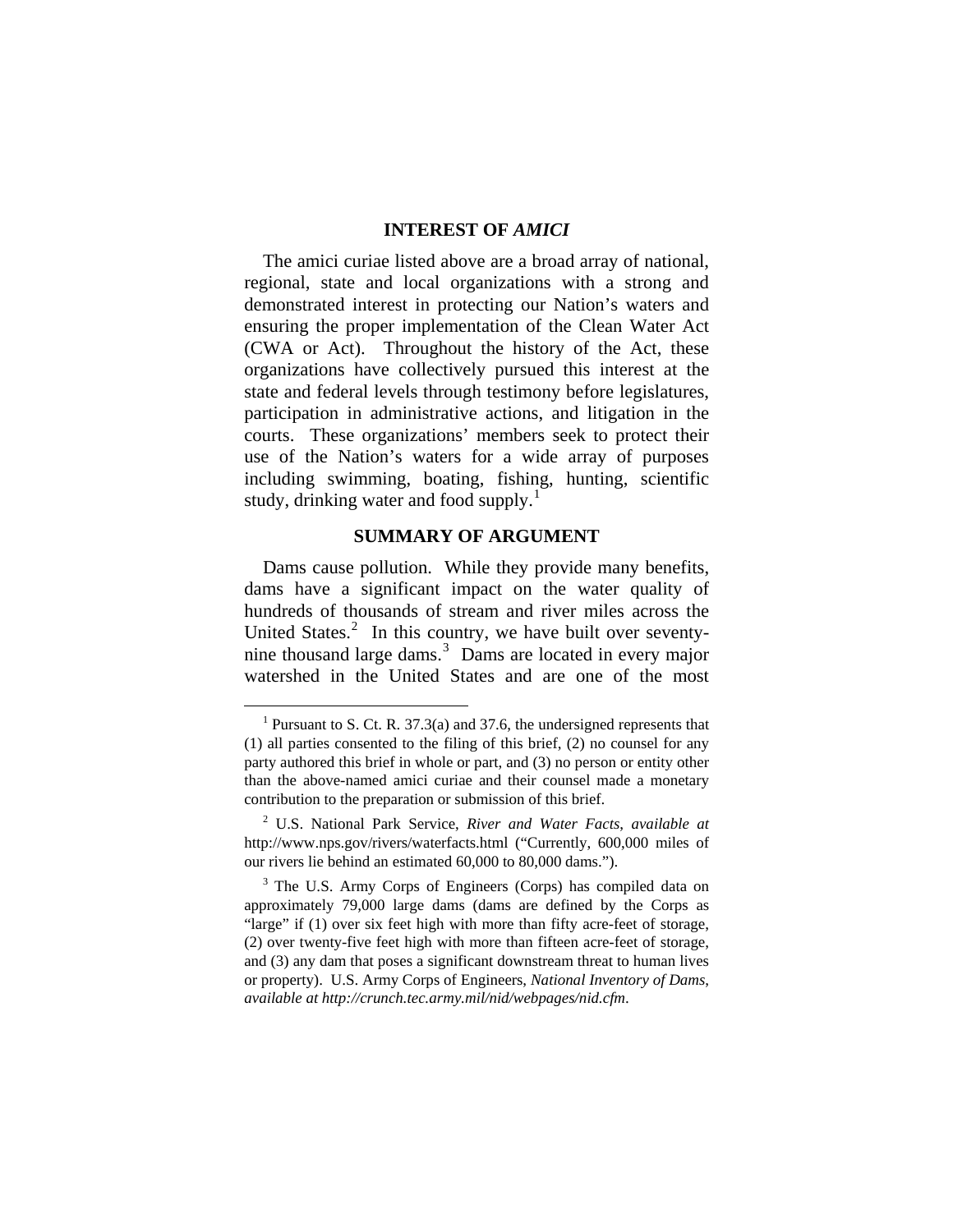## INTEREST OF *AMICI*

The amici curiae listed above are a broad array of national, regional, state and local organizations with a strong and demonstrated interest in protecting our Nation's waters and ensuring the proper implementation of the Clean Water Act (CWA or Act). Throughout the history of the Act, these organizations have collectively pursued this interest at the state and federal levels through testimony before legislatures, participation in administrative actions, and litigation in the courts. These organizations' members seek to protect their use of the Nation's waters for a wide array of purposes including swimming, boating, fishing, hunting, scientific study, drinking water and food supply.[1]

## SUMMARY OF ARGUMENT

Dams cause pollution. While they provide many benefits, dams have a significant impact on the water quality of hundreds of thousands of stream and river miles across the United States.[2] In this country, we have built over seventy-nine thousand large dams.[3] Dams are located in every major watershed in the United States and are one of the most

---

[1] Pursuant to S. Ct. R. 37.3(a) and 37.6, the undersigned represents that (1) all parties consented to the filing of this brief, (2) no counsel for any party authored this brief in whole or part, and (3) no person or entity other than the above-named amici curiae and their counsel made a monetary contribution to the preparation or submission of this brief.

[2] U.S. National Park Service, *River and Water Facts*, *available at* http://www.nps.gov/rivers/waterfacts.html ("Currently, 600,000 miles of our rivers lie behind an estimated 60,000 to 80,000 dams.").

[3] The U.S. Army Corps of Engineers (Corps) has compiled data on approximately 79,000 large dams (dams are defined by the Corps as "large" if (1) over six feet high with more than fifty acre-feet of storage, (2) over twenty-five feet high with more than fifteen acre-feet of storage, and (3) any dam that poses a significant downstream threat to human lives or property). U.S. Army Corps of Engineers, *National Inventory of Dams*, *available at http://crunch.tec.army.mil/nid/webpages/nid.cfm*.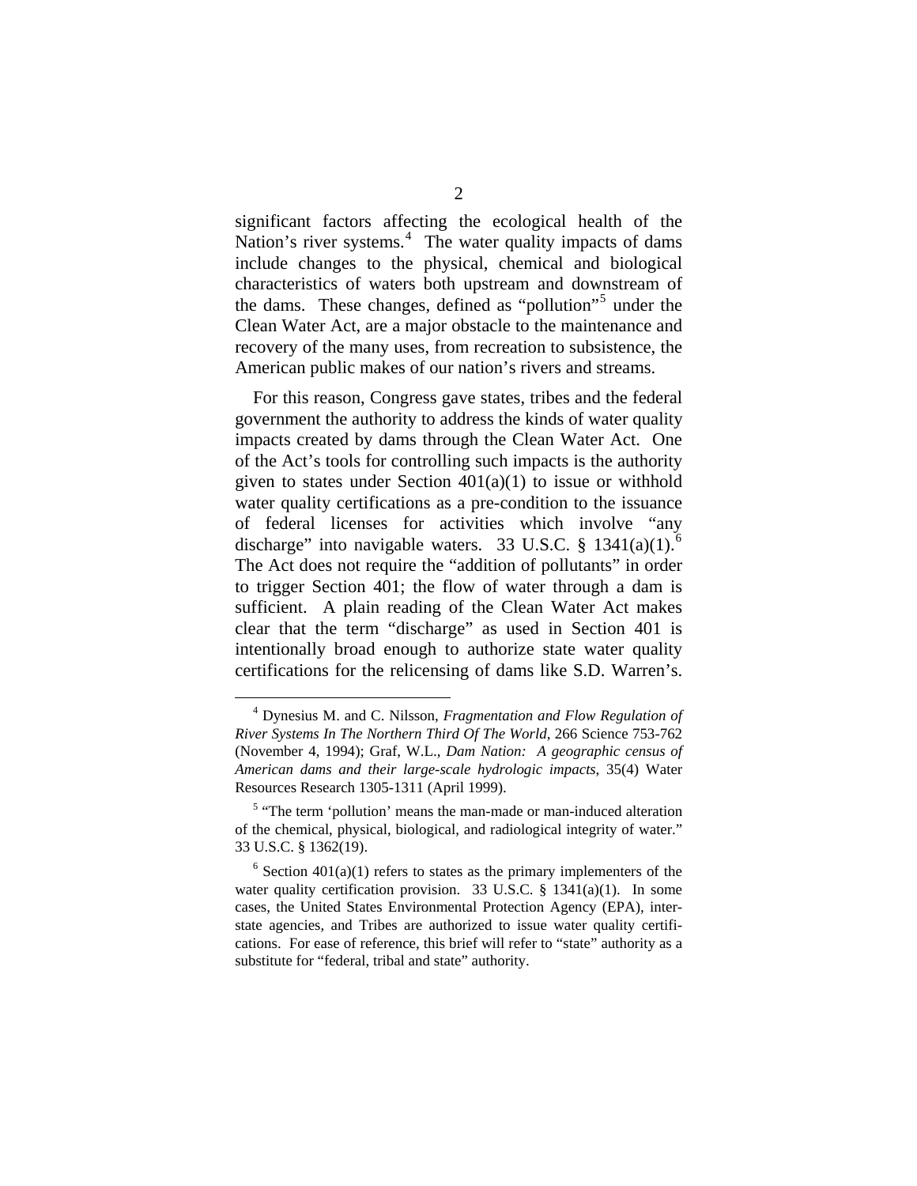significant factors affecting the ecological health of the Nation's river systems.[4] The water quality impacts of dams include changes to the physical, chemical and biological characteristics of waters both upstream and downstream of the dams. These changes, defined as "pollution"[5] under the Clean Water Act, are a major obstacle to the maintenance and recovery of the many uses, from recreation to subsistence, the American public makes of our nation's rivers and streams.

For this reason, Congress gave states, tribes and the federal government the authority to address the kinds of water quality impacts created by dams through the Clean Water Act. One of the Act's tools for controlling such impacts is the authority given to states under Section 401(a)(1) to issue or withhold water quality certifications as a pre-condition to the issuance of federal licenses for activities which involve "any discharge" into navigable waters. 33 U.S.C. § 1341(a)(1).[6] The Act does not require the "addition of pollutants" in order to trigger Section 401; the flow of water through a dam is sufficient. A plain reading of the Clean Water Act makes clear that the term "discharge" as used in Section 401 is intentionally broad enough to authorize state water quality certifications for the relicensing of dams like S.D. Warren's.

[4] Dynesius M. and C. Nilsson, *Fragmentation and Flow Regulation of River Systems In The Northern Third Of The World*, 266 Science 753-762 (November 4, 1994); Graf, W.L., *Dam Nation: A geographic census of American dams and their large-scale hydrologic impacts*, 35(4) Water Resources Research 1305-1311 (April 1999).

[5] "The term 'pollution' means the man-made or man-induced alteration of the chemical, physical, biological, and radiological integrity of water." 33 U.S.C. § 1362(19).

[6] Section 401(a)(1) refers to states as the primary implementers of the water quality certification provision. 33 U.S.C. § 1341(a)(1). In some cases, the United States Environmental Protection Agency (EPA), interstate agencies, and Tribes are authorized to issue water quality certifications. For ease of reference, this brief will refer to "state" authority as a substitute for "federal, tribal and state" authority.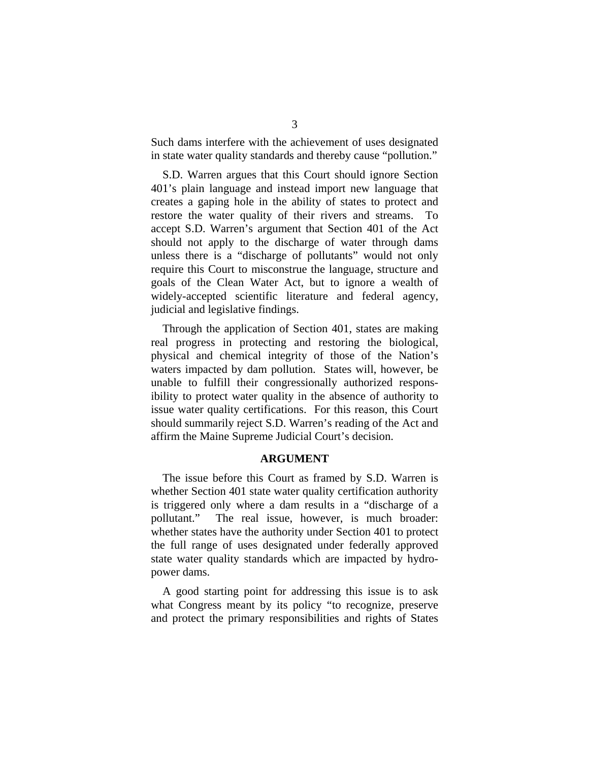Such dams interfere with the achievement of uses designated in state water quality standards and thereby cause "pollution."

S.D. Warren argues that this Court should ignore Section 401's plain language and instead import new language that creates a gaping hole in the ability of states to protect and restore the water quality of their rivers and streams. To accept S.D. Warren's argument that Section 401 of the Act should not apply to the discharge of water through dams unless there is a "discharge of pollutants" would not only require this Court to misconstrue the language, structure and goals of the Clean Water Act, but to ignore a wealth of widely-accepted scientific literature and federal agency, judicial and legislative findings.

Through the application of Section 401, states are making real progress in protecting and restoring the biological, physical and chemical integrity of those of the Nation's waters impacted by dam pollution. States will, however, be unable to fulfill their congressionally authorized responsibility to protect water quality in the absence of authority to issue water quality certifications. For this reason, this Court should summarily reject S.D. Warren's reading of the Act and affirm the Maine Supreme Judicial Court's decision.

## ARGUMENT

The issue before this Court as framed by S.D. Warren is whether Section 401 state water quality certification authority is triggered only where a dam results in a "discharge of a pollutant." The real issue, however, is much broader: whether states have the authority under Section 401 to protect the full range of uses designated under federally approved state water quality standards which are impacted by hydropower dams.

A good starting point for addressing this issue is to ask what Congress meant by its policy "to recognize, preserve and protect the primary responsibilities and rights of States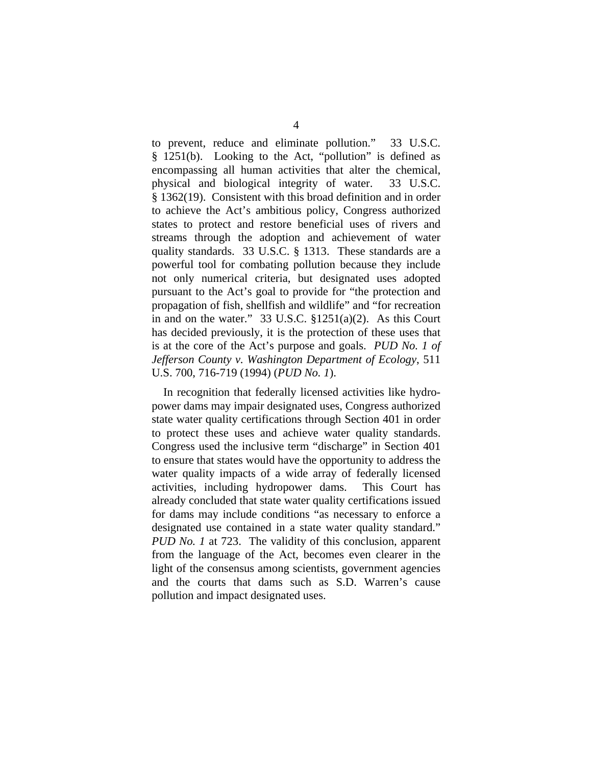to prevent, reduce and eliminate pollution." 33 U.S.C. § 1251(b). Looking to the Act, "pollution" is defined as encompassing all human activities that alter the chemical, physical and biological integrity of water. 33 U.S.C. § 1362(19). Consistent with this broad definition and in order to achieve the Act's ambitious policy, Congress authorized states to protect and restore beneficial uses of rivers and streams through the adoption and achievement of water quality standards. 33 U.S.C. § 1313. These standards are a powerful tool for combating pollution because they include not only numerical criteria, but designated uses adopted pursuant to the Act's goal to provide for "the protection and propagation of fish, shellfish and wildlife" and "for recreation in and on the water." 33 U.S.C. §1251(a)(2). As this Court has decided previously, it is the protection of these uses that is at the core of the Act's purpose and goals. *PUD No. 1 of Jefferson County v. Washington Department of Ecology*, 511 U.S. 700, 716-719 (1994) (*PUD No. 1*).

In recognition that federally licensed activities like hydropower dams may impair designated uses, Congress authorized state water quality certifications through Section 401 in order to protect these uses and achieve water quality standards. Congress used the inclusive term "discharge" in Section 401 to ensure that states would have the opportunity to address the water quality impacts of a wide array of federally licensed activities, including hydropower dams. This Court has already concluded that state water quality certifications issued for dams may include conditions "as necessary to enforce a designated use contained in a state water quality standard." *PUD No. 1* at 723. The validity of this conclusion, apparent from the language of the Act, becomes even clearer in the light of the consensus among scientists, government agencies and the courts that dams such as S.D. Warren's cause pollution and impact designated uses.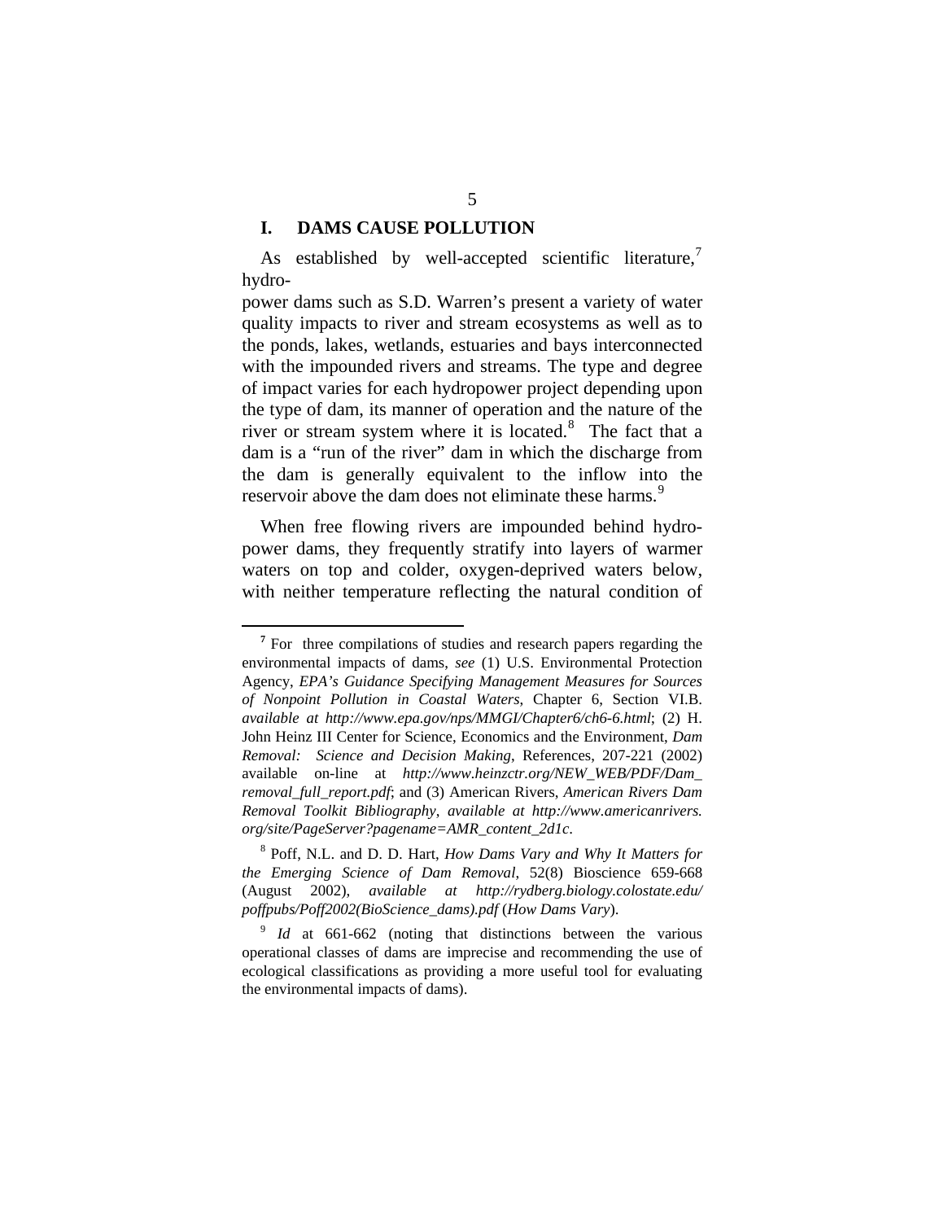## I. DAMS CAUSE POLLUTION

As established by well-accepted scientific literature,[7] hydro-power dams such as S.D. Warren's present a variety of water quality impacts to river and stream ecosystems as well as to the ponds, lakes, wetlands, estuaries and bays interconnected with the impounded rivers and streams. The type and degree of impact varies for each hydropower project depending upon the type of dam, its manner of operation and the nature of the river or stream system where it is located.[8] The fact that a dam is a "run of the river" dam in which the discharge from the dam is generally equivalent to the inflow into the reservoir above the dam does not eliminate these harms.[9]

When free flowing rivers are impounded behind hydro-power dams, they frequently stratify into layers of warmer waters on top and colder, oxygen-deprived waters below, with neither temperature reflecting the natural condition of

---

[7] For three compilations of studies and research papers regarding the environmental impacts of dams, *see* (1) U.S. Environmental Protection Agency, *EPA's Guidance Specifying Management Measures for Sources of Nonpoint Pollution in Coastal Waters*, Chapter 6, Section VI.B. *available at http://www.epa.gov/nps/MMGI/Chapter6/ch6-6.html*; (2) H. John Heinz III Center for Science, Economics and the Environment, *Dam Removal: Science and Decision Making*, References, 207-221 (2002) available on-line at *http://www.heinzctr.org/NEW_WEB/PDF/Dam_removal_full_report.pdf*; and (3) American Rivers, *American Rivers Dam Removal Toolkit Bibliography*, *available at http://www.americanrivers.org/site/PageServer?pagename=AMR_content_2d1c*.

[8] Poff, N.L. and D. D. Hart, *How Dams Vary and Why It Matters for the Emerging Science of Dam Removal*, 52(8) Bioscience 659-668 (August 2002), *available at http://rydberg.biology.colostate.edu/poffpubs/Poff2002(BioScience_dams).pdf* (*How Dams Vary*).

[9] *Id* at 661-662 (noting that distinctions between the various operational classes of dams are imprecise and recommending the use of ecological classifications as providing a more useful tool for evaluating the environmental impacts of dams).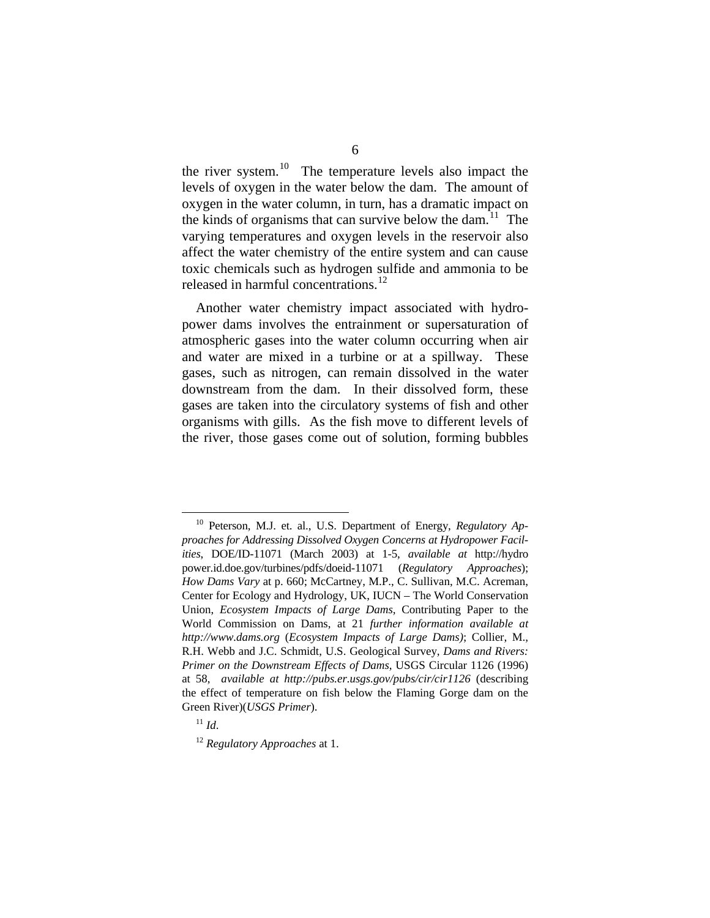the river system.[10] The temperature levels also impact the levels of oxygen in the water below the dam. The amount of oxygen in the water column, in turn, has a dramatic impact on the kinds of organisms that can survive below the dam.[11] The varying temperatures and oxygen levels in the reservoir also affect the water chemistry of the entire system and can cause toxic chemicals such as hydrogen sulfide and ammonia to be released in harmful concentrations.[12]

Another water chemistry impact associated with hydropower dams involves the entrainment or supersaturation of atmospheric gases into the water column occurring when air and water are mixed in a turbine or at a spillway. These gases, such as nitrogen, can remain dissolved in the water downstream from the dam. In their dissolved form, these gases are taken into the circulatory systems of fish and other organisms with gills. As the fish move to different levels of the river, those gases come out of solution, forming bubbles

---

[10] Peterson, M.J. et. al., U.S. Department of Energy, *Regulatory Approaches for Addressing Dissolved Oxygen Concerns at Hydropower Facilities*, DOE/ID-11071 (March 2003) at 1-5, *available at* http://hydro power.id.doe.gov/turbines/pdfs/doeid-11071 (*Regulatory Approaches*); *How Dams Vary* at p. 660; McCartney, M.P., C. Sullivan, M.C. Acreman, Center for Ecology and Hydrology, UK, IUCN – The World Conservation Union, *Ecosystem Impacts of Large Dams*, Contributing Paper to the World Commission on Dams, at 21 *further information available at http://www.dams.org* (*Ecosystem Impacts of Large Dams)*; Collier, M., R.H. Webb and J.C. Schmidt, U.S. Geological Survey, *Dams and Rivers: Primer on the Downstream Effects of Dams*, USGS Circular 1126 (1996) at 58, *available at http://pubs.er.usgs.gov/pubs/cir/cir1126* (describing the effect of temperature on fish below the Flaming Gorge dam on the Green River)(*USGS Primer*).

[11] *Id*.

[12] *Regulatory Approaches* at 1.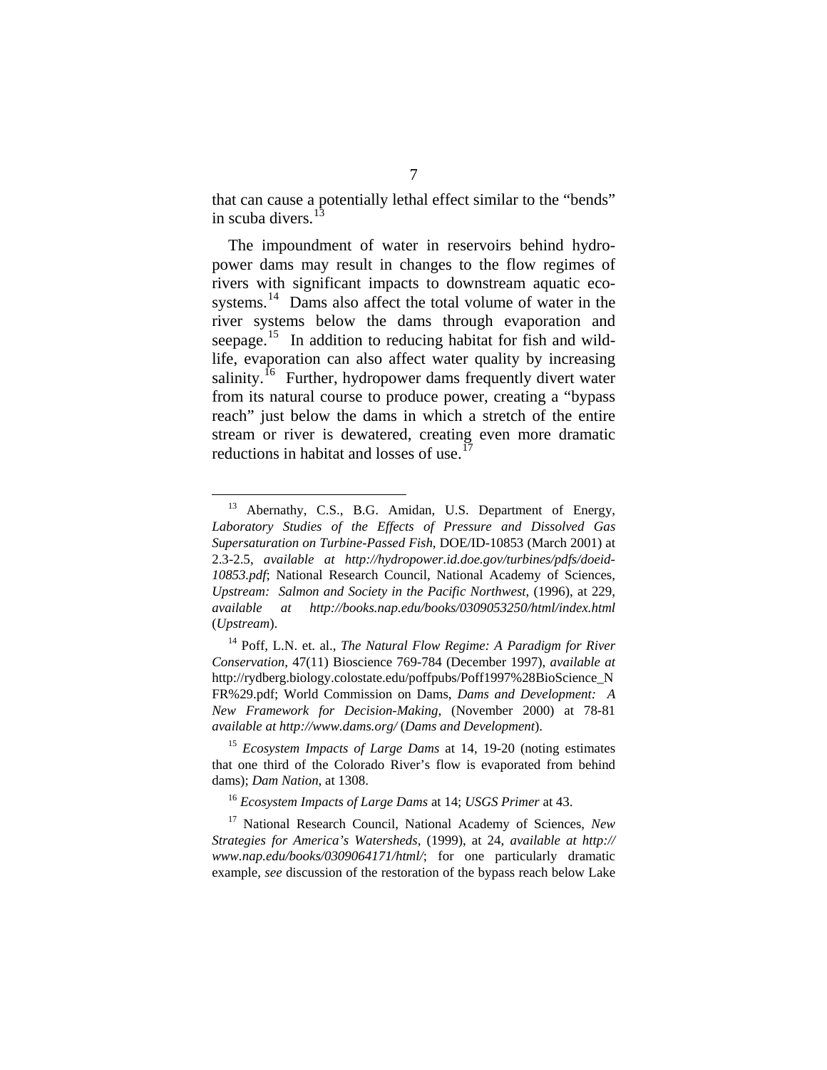that can cause a potentially lethal effect similar to the "bends" in scuba divers.[13]

The impoundment of water in reservoirs behind hydropower dams may result in changes to the flow regimes of rivers with significant impacts to downstream aquatic ecosystems.[14] Dams also affect the total volume of water in the river systems below the dams through evaporation and seepage.[15] In addition to reducing habitat for fish and wildlife, evaporation can also affect water quality by increasing salinity.[16] Further, hydropower dams frequently divert water from its natural course to produce power, creating a "bypass reach" just below the dams in which a stretch of the entire stream or river is dewatered, creating even more dramatic reductions in habitat and losses of use.[17]

---

[13] Abernathy, C.S., B.G. Amidan, U.S. Department of Energy, *Laboratory Studies of the Effects of Pressure and Dissolved Gas Supersaturation on Turbine-Passed Fish*, DOE/ID-10853 (March 2001) at 2.3-2.5, *available at http://hydropower.id.doe.gov/turbines/pdfs/doeid-10853.pdf*; National Research Council, National Academy of Sciences, *Upstream: Salmon and Society in the Pacific Northwest*, (1996), at 229, *available at http://books.nap.edu/books/0309053250/html/index.html* (*Upstream*).

[14] Poff, L.N. et. al., *The Natural Flow Regime: A Paradigm for River Conservation*, 47(11) Bioscience 769-784 (December 1997), *available at* http://rydberg.biology.colostate.edu/poffpubs/Poff1997%28BioScience_NFR%29.pdf; World Commission on Dams, *Dams and Development: A New Framework for Decision-Making*, (November 2000) at 78-81 *available at http://www.dams.org/* (*Dams and Development*).

[15] *Ecosystem Impacts of Large Dams* at 14, 19-20 (noting estimates that one third of the Colorado River's flow is evaporated from behind dams); *Dam Nation*, at 1308.

[16] *Ecosystem Impacts of Large Dams* at 14; *USGS Primer* at 43.

[17] National Research Council, National Academy of Sciences, *New Strategies for America's Watersheds*, (1999), at 24, *available at http://www.nap.edu/books/0309064171/html/*; for one particularly dramatic example, *see* discussion of the restoration of the bypass reach below Lake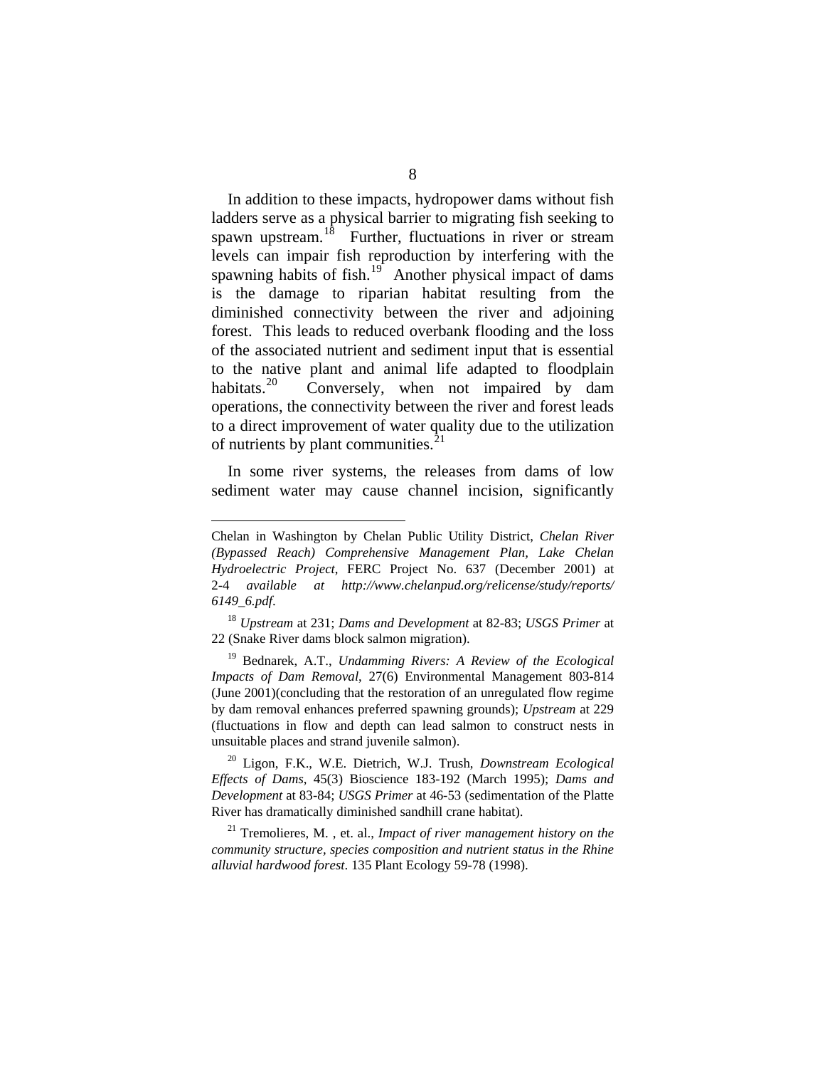In addition to these impacts, hydropower dams without fish ladders serve as a physical barrier to migrating fish seeking to spawn upstream.[18] Further, fluctuations in river or stream levels can impair fish reproduction by interfering with the spawning habits of fish.[19] Another physical impact of dams is the damage to riparian habitat resulting from the diminished connectivity between the river and adjoining forest. This leads to reduced overbank flooding and the loss of the associated nutrient and sediment input that is essential to the native plant and animal life adapted to floodplain habitats.[20] Conversely, when not impaired by dam operations, the connectivity between the river and forest leads to a direct improvement of water quality due to the utilization of nutrients by plant communities.[21]

In some river systems, the releases from dams of low sediment water may cause channel incision, significantly

---

Chelan in Washington by Chelan Public Utility District, *Chelan River (Bypassed Reach) Comprehensive Management Plan, Lake Chelan Hydroelectric Project*, FERC Project No. 637 (December 2001) at 2-4 *available at http://www.chelanpud.org/relicense/study/reports/6149_6.pdf*.

[18] *Upstream* at 231; *Dams and Development* at 82-83; *USGS Primer* at 22 (Snake River dams block salmon migration).

[19] Bednarek, A.T., *Undamming Rivers: A Review of the Ecological Impacts of Dam Removal*, 27(6) Environmental Management 803-814 (June 2001)(concluding that the restoration of an unregulated flow regime by dam removal enhances preferred spawning grounds); *Upstream* at 229 (fluctuations in flow and depth can lead salmon to construct nests in unsuitable places and strand juvenile salmon).

[20] Ligon, F.K., W.E. Dietrich, W.J. Trush, *Downstream Ecological Effects of Dams*, 45(3) Bioscience 183-192 (March 1995); *Dams and Development* at 83-84; *USGS Primer* at 46-53 (sedimentation of the Platte River has dramatically diminished sandhill crane habitat).

[21] Tremolieres, M. , et. al., *Impact of river management history on the community structure, species composition and nutrient status in the Rhine alluvial hardwood forest*. 135 Plant Ecology 59-78 (1998).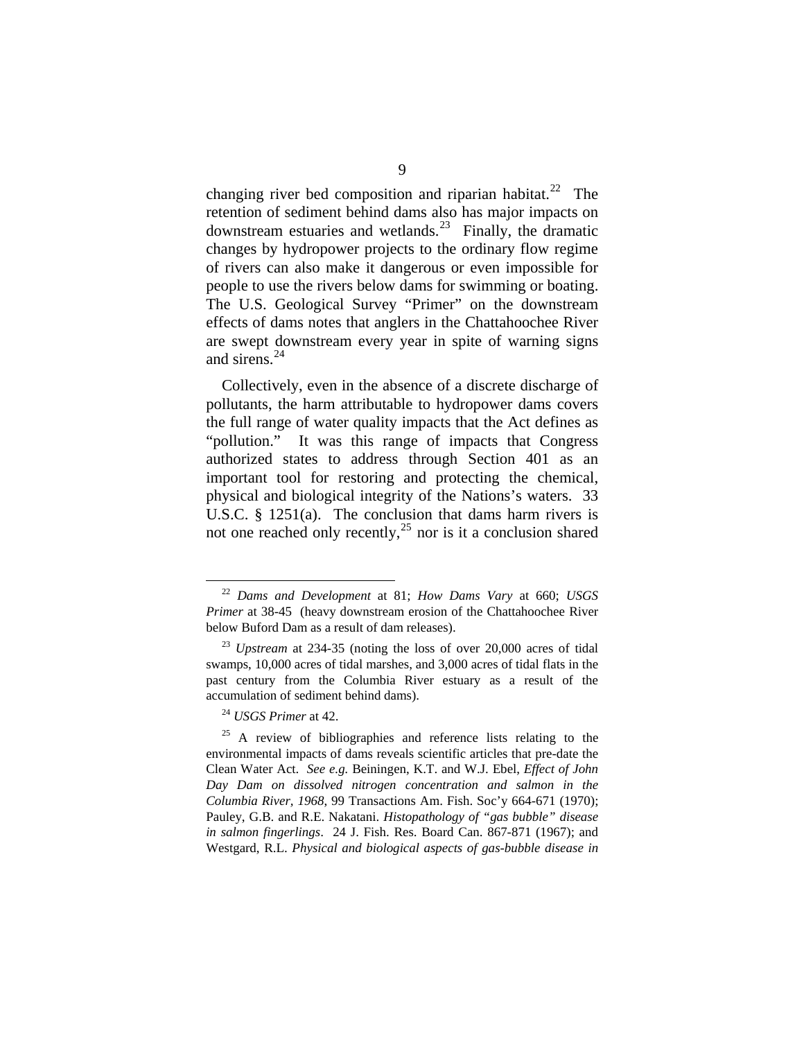changing river bed composition and riparian habitat.[22] The retention of sediment behind dams also has major impacts on downstream estuaries and wetlands.[23] Finally, the dramatic changes by hydropower projects to the ordinary flow regime of rivers can also make it dangerous or even impossible for people to use the rivers below dams for swimming or boating. The U.S. Geological Survey "Primer" on the downstream effects of dams notes that anglers in the Chattahoochee River are swept downstream every year in spite of warning signs and sirens.[24]

Collectively, even in the absence of a discrete discharge of pollutants, the harm attributable to hydropower dams covers the full range of water quality impacts that the Act defines as "pollution." It was this range of impacts that Congress authorized states to address through Section 401 as an important tool for restoring and protecting the chemical, physical and biological integrity of the Nations's waters. 33 U.S.C. § 1251(a). The conclusion that dams harm rivers is not one reached only recently,[25] nor is it a conclusion shared

---

[22] *Dams and Development* at 81; *How Dams Vary* at 660; *USGS Primer* at 38-45 (heavy downstream erosion of the Chattahoochee River below Buford Dam as a result of dam releases).

[23] *Upstream* at 234-35 (noting the loss of over 20,000 acres of tidal swamps, 10,000 acres of tidal marshes, and 3,000 acres of tidal flats in the past century from the Columbia River estuary as a result of the accumulation of sediment behind dams).

[24] *USGS Primer* at 42.

[25] A review of bibliographies and reference lists relating to the environmental impacts of dams reveals scientific articles that pre-date the Clean Water Act. *See e.g.* Beiningen, K.T. and W.J. Ebel, *Effect of John Day Dam on dissolved nitrogen concentration and salmon in the Columbia River, 1968*, 99 Transactions Am. Fish. Soc'y 664-671 (1970); Pauley, G.B. and R.E. Nakatani. *Histopathology of "gas bubble" disease in salmon fingerlings*. 24 J. Fish. Res. Board Can. 867-871 (1967); and Westgard, R.L. *Physical and biological aspects of gas-bubble disease in*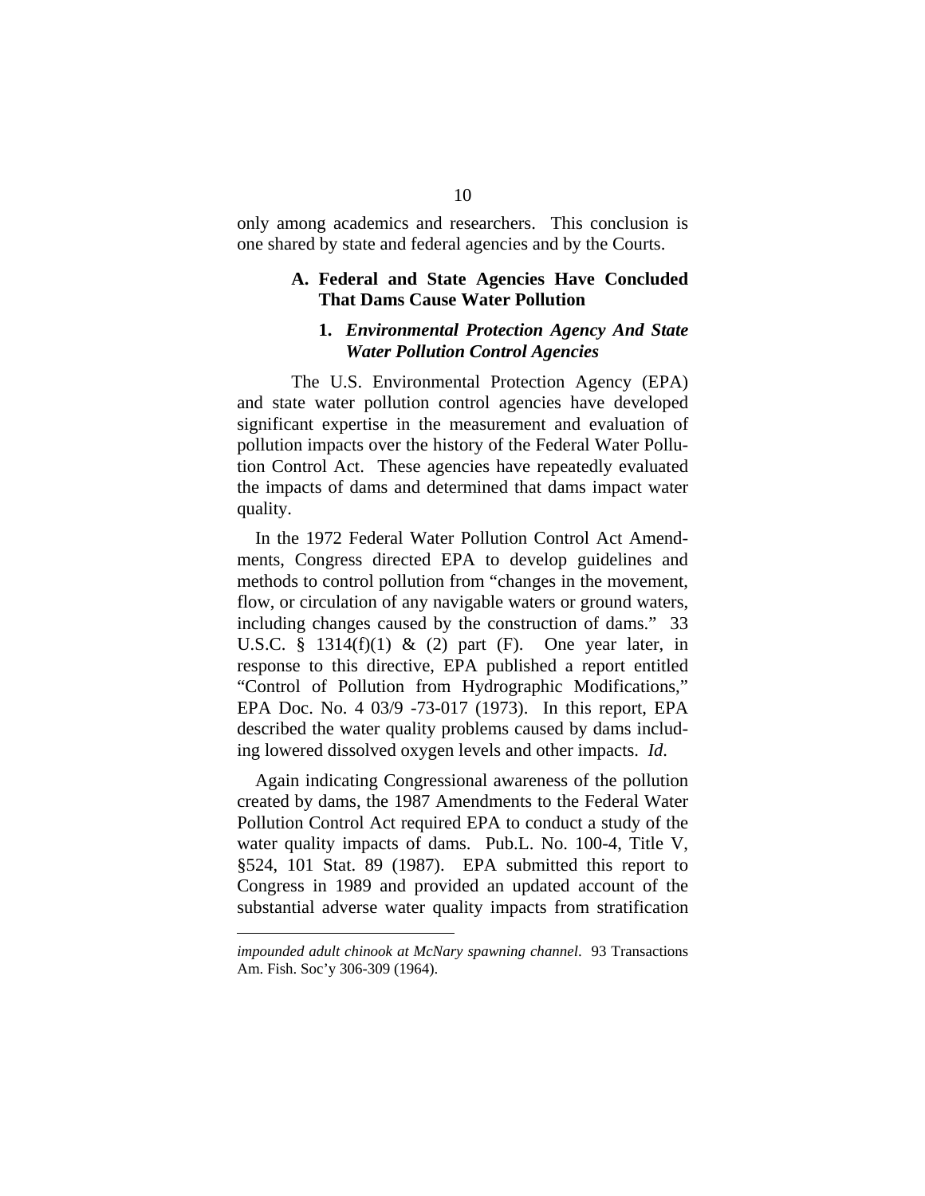only among academics and researchers. This conclusion is one shared by state and federal agencies and by the Courts.

### A. Federal and State Agencies Have Concluded That Dams Cause Water Pollution

#### 1. *Environmental Protection Agency And State Water Pollution Control Agencies*

The U.S. Environmental Protection Agency (EPA) and state water pollution control agencies have developed significant expertise in the measurement and evaluation of pollution impacts over the history of the Federal Water Pollution Control Act. These agencies have repeatedly evaluated the impacts of dams and determined that dams impact water quality.

In the 1972 Federal Water Pollution Control Act Amendments, Congress directed EPA to develop guidelines and methods to control pollution from "changes in the movement, flow, or circulation of any navigable waters or ground waters, including changes caused by the construction of dams." 33 U.S.C. § 1314(f)(1) & (2) part (F). One year later, in response to this directive, EPA published a report entitled "Control of Pollution from Hydrographic Modifications," EPA Doc. No. 4 03/9 -73-017 (1973). In this report, EPA described the water quality problems caused by dams including lowered dissolved oxygen levels and other impacts. *Id*.

Again indicating Congressional awareness of the pollution created by dams, the 1987 Amendments to the Federal Water Pollution Control Act required EPA to conduct a study of the water quality impacts of dams. Pub.L. No. 100-4, Title V, §524, 101 Stat. 89 (1987). EPA submitted this report to Congress in 1989 and provided an updated account of the substantial adverse water quality impacts from stratification

---

*impounded adult chinook at McNary spawning channel*. 93 Transactions Am. Fish. Soc'y 306-309 (1964).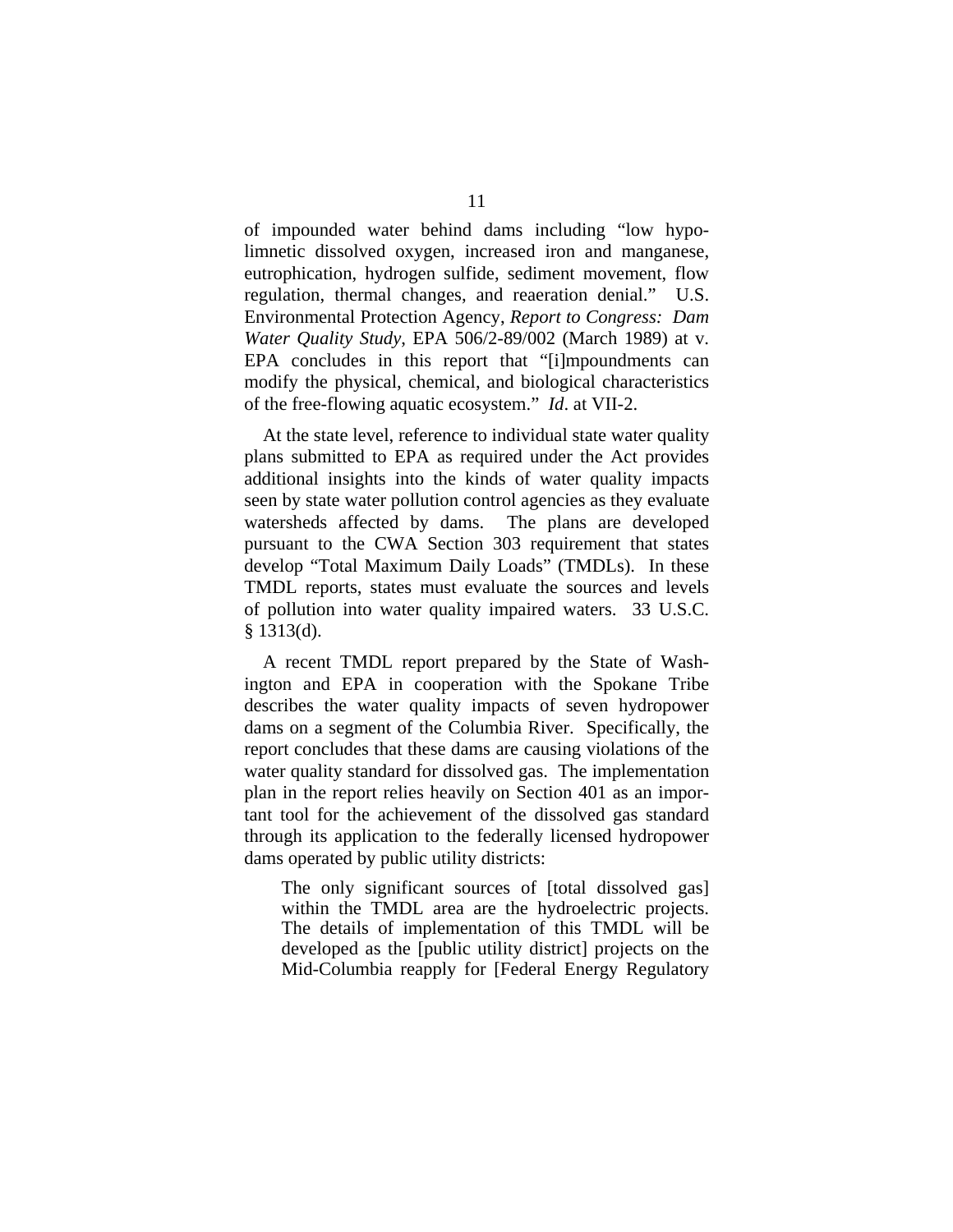of impounded water behind dams including "low hypo-limnetic dissolved oxygen, increased iron and manganese, eutrophication, hydrogen sulfide, sediment movement, flow regulation, thermal changes, and reaeration denial." U.S. Environmental Protection Agency, *Report to Congress: Dam Water Quality Study*, EPA 506/2-89/002 (March 1989) at v. EPA concludes in this report that "[i]mpoundments can modify the physical, chemical, and biological characteristics of the free-flowing aquatic ecosystem." *Id*. at VII-2.

At the state level, reference to individual state water quality plans submitted to EPA as required under the Act provides additional insights into the kinds of water quality impacts seen by state water pollution control agencies as they evaluate watersheds affected by dams. The plans are developed pursuant to the CWA Section 303 requirement that states develop "Total Maximum Daily Loads" (TMDLs). In these TMDL reports, states must evaluate the sources and levels of pollution into water quality impaired waters. 33 U.S.C. § 1313(d).

A recent TMDL report prepared by the State of Washington and EPA in cooperation with the Spokane Tribe describes the water quality impacts of seven hydropower dams on a segment of the Columbia River. Specifically, the report concludes that these dams are causing violations of the water quality standard for dissolved gas. The implementation plan in the report relies heavily on Section 401 as an important tool for the achievement of the dissolved gas standard through its application to the federally licensed hydropower dams operated by public utility districts:

> The only significant sources of [total dissolved gas] within the TMDL area are the hydroelectric projects. The details of implementation of this TMDL will be developed as the [public utility district] projects on the Mid-Columbia reapply for [Federal Energy Regulatory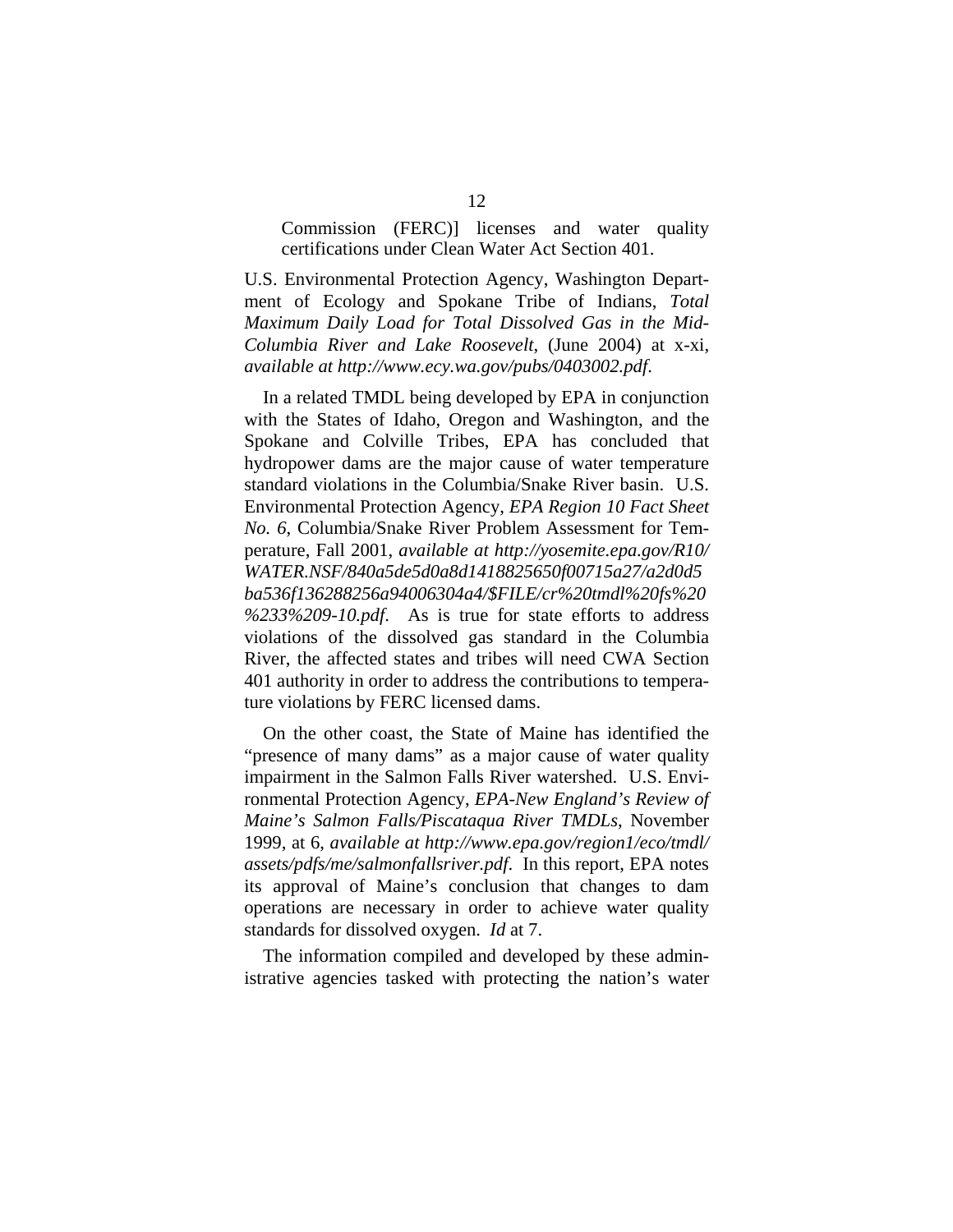> Commission (FERC)] licenses and water quality certifications under Clean Water Act Section 401.

U.S. Environmental Protection Agency, Washington Department of Ecology and Spokane Tribe of Indians, *Total Maximum Daily Load for Total Dissolved Gas in the Mid-Columbia River and Lake Roosevelt*, (June 2004) at x-xi, *available at http://www.ecy.wa.gov/pubs/0403002.pdf*.

In a related TMDL being developed by EPA in conjunction with the States of Idaho, Oregon and Washington, and the Spokane and Colville Tribes, EPA has concluded that hydropower dams are the major cause of water temperature standard violations in the Columbia/Snake River basin. U.S. Environmental Protection Agency, *EPA Region 10 Fact Sheet No. 6*, Columbia/Snake River Problem Assessment for Temperature, Fall 2001, *available at http://yosemite.epa.gov/R10/WATER.NSF/840a5de5d0a8d1418825650f00715a27/a2d0d5ba536f136288256a94006304a4/$FILE/cr%20tmdl%20fs%20%233%209-10.pdf*. As is true for state efforts to address violations of the dissolved gas standard in the Columbia River, the affected states and tribes will need CWA Section 401 authority in order to address the contributions to temperature violations by FERC licensed dams.

On the other coast, the State of Maine has identified the "presence of many dams" as a major cause of water quality impairment in the Salmon Falls River watershed. U.S. Environmental Protection Agency, *EPA-New England's Review of Maine's Salmon Falls/Piscataqua River TMDLs*, November 1999, at 6, *available at http://www.epa.gov/region1/eco/tmdl/assets/pdfs/me/salmonfallsriver.pdf*. In this report, EPA notes its approval of Maine's conclusion that changes to dam operations are necessary in order to achieve water quality standards for dissolved oxygen. *Id* at 7.

The information compiled and developed by these administrative agencies tasked with protecting the nation's water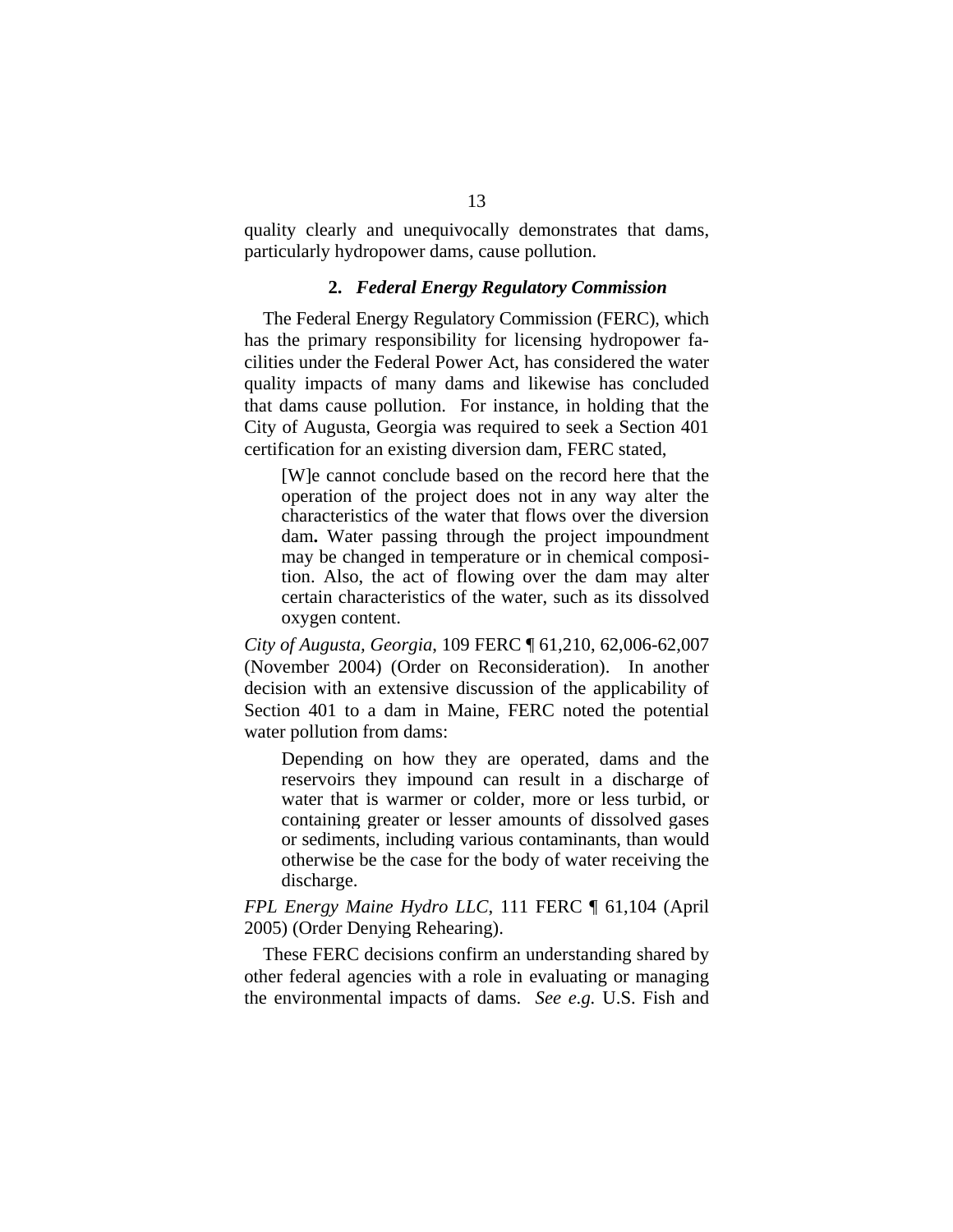quality clearly and unequivocally demonstrates that dams, particularly hydropower dams, cause pollution.

### 2. *Federal Energy Regulatory Commission*

The Federal Energy Regulatory Commission (FERC), which has the primary responsibility for licensing hydropower facilities under the Federal Power Act, has considered the water quality impacts of many dams and likewise has concluded that dams cause pollution. For instance, in holding that the City of Augusta, Georgia was required to seek a Section 401 certification for an existing diversion dam, FERC stated,

> [W]e cannot conclude based on the record here that the operation of the project does not in any way alter the characteristics of the water that flows over the diversion dam**.** Water passing through the project impoundment may be changed in temperature or in chemical composition. Also, the act of flowing over the dam may alter certain characteristics of the water, such as its dissolved oxygen content.

*City of Augusta, Georgia*, 109 FERC ¶ 61,210, 62,006-62,007 (November 2004) (Order on Reconsideration). In another decision with an extensive discussion of the applicability of Section 401 to a dam in Maine, FERC noted the potential water pollution from dams:

> Depending on how they are operated, dams and the reservoirs they impound can result in a discharge of water that is warmer or colder, more or less turbid, or containing greater or lesser amounts of dissolved gases or sediments, including various contaminants, than would otherwise be the case for the body of water receiving the discharge.

*FPL Energy Maine Hydro LLC*, 111 FERC ¶ 61,104 (April 2005) (Order Denying Rehearing).

These FERC decisions confirm an understanding shared by other federal agencies with a role in evaluating or managing the environmental impacts of dams. *See e.g.* U.S. Fish and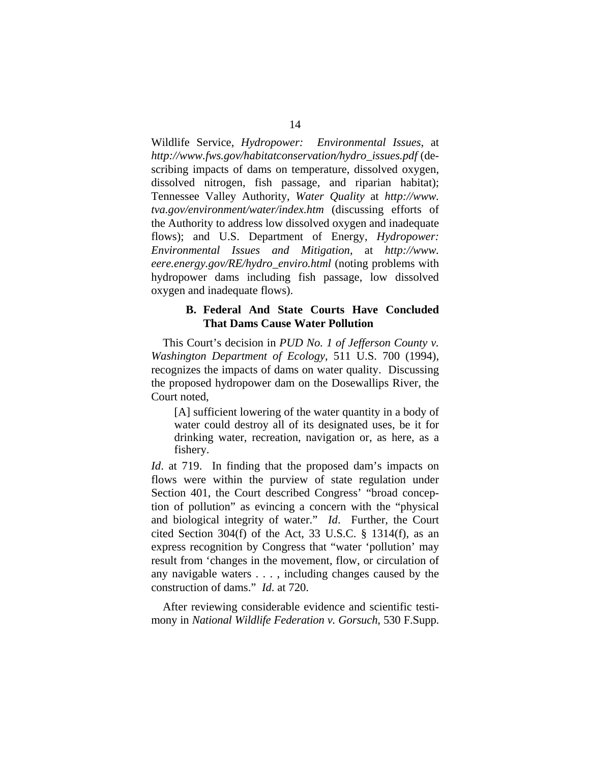Wildlife Service, *Hydropower: Environmental Issues*, at *http://www.fws.gov/habitatconservation/hydro_issues.pdf* (describing impacts of dams on temperature, dissolved oxygen, dissolved nitrogen, fish passage, and riparian habitat); Tennessee Valley Authority, *Water Quality* at *http://www.tva.gov/environment/water/index.htm* (discussing efforts of the Authority to address low dissolved oxygen and inadequate flows); and U.S. Department of Energy, *Hydropower: Environmental Issues and Mitigation*, at *http://www.eere.energy.gov/RE/hydro_enviro.html* (noting problems with hydropower dams including fish passage, low dissolved oxygen and inadequate flows).

### B. Federal And State Courts Have Concluded That Dams Cause Water Pollution

This Court's decision in *PUD No. 1 of Jefferson County v. Washington Department of Ecology*, 511 U.S. 700 (1994), recognizes the impacts of dams on water quality. Discussing the proposed hydropower dam on the Dosewallips River, the Court noted,

> [A] sufficient lowering of the water quantity in a body of water could destroy all of its designated uses, be it for drinking water, recreation, navigation or, as here, as a fishery.

*Id*. at 719. In finding that the proposed dam's impacts on flows were within the purview of state regulation under Section 401, the Court described Congress' "broad conception of pollution" as evincing a concern with the "physical and biological integrity of water." *Id*. Further, the Court cited Section 304(f) of the Act, 33 U.S.C. § 1314(f), as an express recognition by Congress that "water 'pollution' may result from 'changes in the movement, flow, or circulation of any navigable waters . . . , including changes caused by the construction of dams." *Id*. at 720.

After reviewing considerable evidence and scientific testimony in *National Wildlife Federation v. Gorsuch*, 530 F.Supp.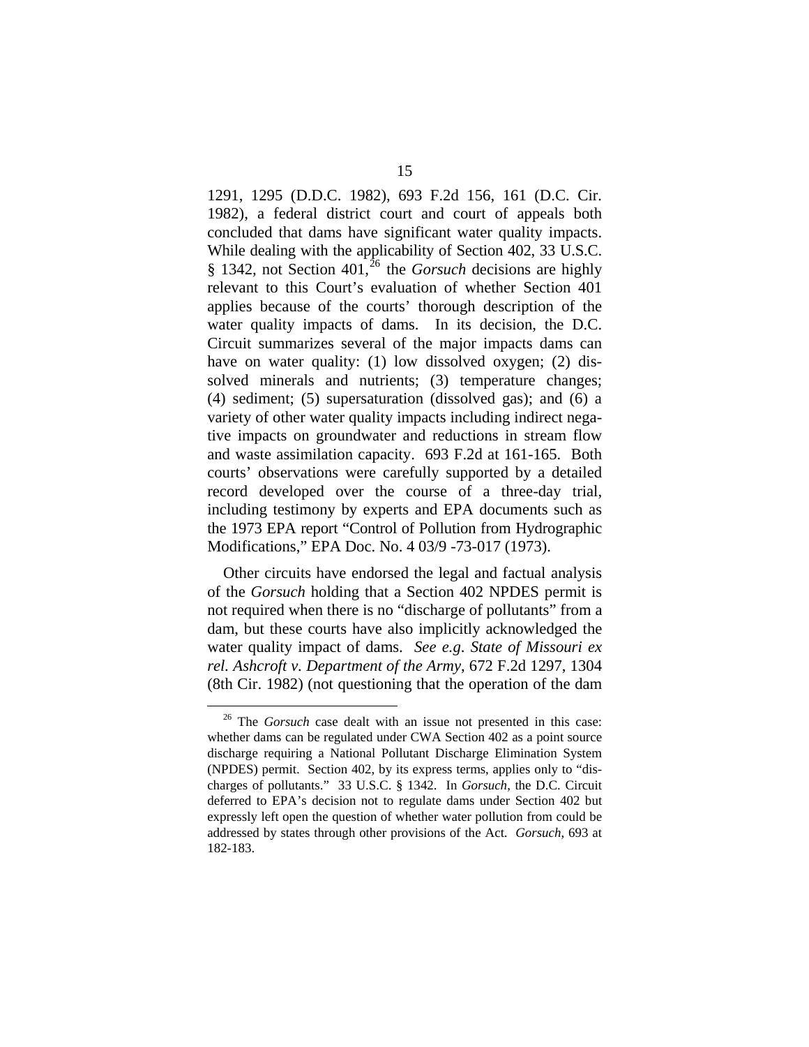1291, 1295 (D.D.C. 1982), 693 F.2d 156, 161 (D.C. Cir. 1982), a federal district court and court of appeals both concluded that dams have significant water quality impacts. While dealing with the applicability of Section 402, 33 U.S.C. § 1342, not Section 401,[26] the *Gorsuch* decisions are highly relevant to this Court's evaluation of whether Section 401 applies because of the courts' thorough description of the water quality impacts of dams. In its decision, the D.C. Circuit summarizes several of the major impacts dams can have on water quality: (1) low dissolved oxygen; (2) dissolved minerals and nutrients; (3) temperature changes; (4) sediment; (5) supersaturation (dissolved gas); and (6) a variety of other water quality impacts including indirect negative impacts on groundwater and reductions in stream flow and waste assimilation capacity. 693 F.2d at 161-165. Both courts' observations were carefully supported by a detailed record developed over the course of a three-day trial, including testimony by experts and EPA documents such as the 1973 EPA report "Control of Pollution from Hydrographic Modifications," EPA Doc. No. 4 03/9 -73-017 (1973).

Other circuits have endorsed the legal and factual analysis of the *Gorsuch* holding that a Section 402 NPDES permit is not required when there is no "discharge of pollutants" from a dam, but these courts have also implicitly acknowledged the water quality impact of dams. *See e.g. State of Missouri ex rel. Ashcroft v. Department of the Army*, 672 F.2d 1297, 1304 (8th Cir. 1982) (not questioning that the operation of the dam

[26] The *Gorsuch* case dealt with an issue not presented in this case: whether dams can be regulated under CWA Section 402 as a point source discharge requiring a National Pollutant Discharge Elimination System (NPDES) permit. Section 402, by its express terms, applies only to "discharges of pollutants." 33 U.S.C. § 1342. In *Gorsuch*, the D.C. Circuit deferred to EPA's decision not to regulate dams under Section 402 but expressly left open the question of whether water pollution from could be addressed by states through other provisions of the Act. *Gorsuch*, 693 at 182-183.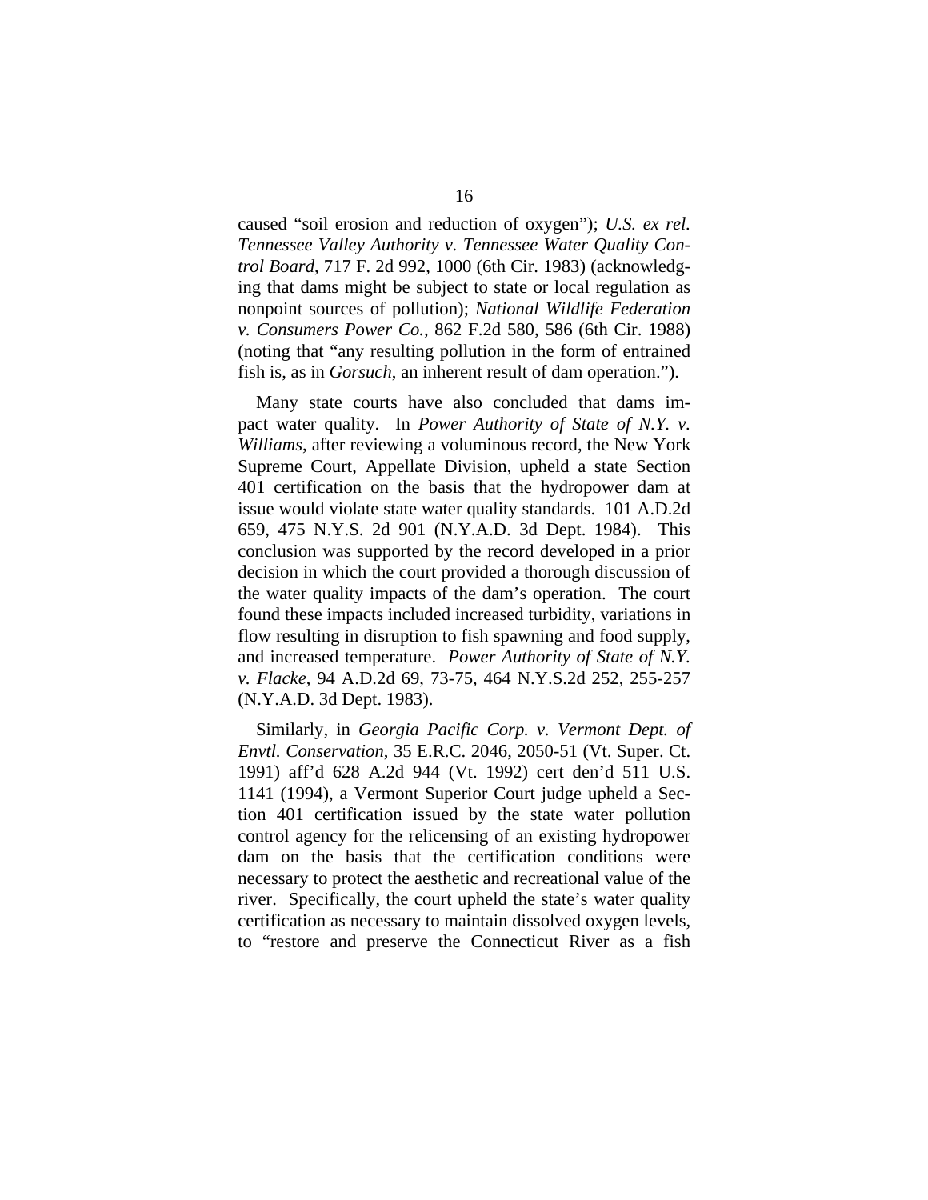caused "soil erosion and reduction of oxygen"); *U.S. ex rel. Tennessee Valley Authority v. Tennessee Water Quality Control Board*, 717 F. 2d 992, 1000 (6th Cir. 1983) (acknowledging that dams might be subject to state or local regulation as nonpoint sources of pollution); *National Wildlife Federation v. Consumers Power Co.*, 862 F.2d 580, 586 (6th Cir. 1988) (noting that "any resulting pollution in the form of entrained fish is, as in *Gorsuch*, an inherent result of dam operation.").

Many state courts have also concluded that dams impact water quality. In *Power Authority of State of N.Y. v. Williams*, after reviewing a voluminous record, the New York Supreme Court, Appellate Division, upheld a state Section 401 certification on the basis that the hydropower dam at issue would violate state water quality standards. 101 A.D.2d 659, 475 N.Y.S. 2d 901 (N.Y.A.D. 3d Dept. 1984). This conclusion was supported by the record developed in a prior decision in which the court provided a thorough discussion of the water quality impacts of the dam's operation. The court found these impacts included increased turbidity, variations in flow resulting in disruption to fish spawning and food supply, and increased temperature. *Power Authority of State of N.Y. v. Flacke*, 94 A.D.2d 69, 73-75, 464 N.Y.S.2d 252, 255-257 (N.Y.A.D. 3d Dept. 1983).

Similarly, in *Georgia Pacific Corp. v. Vermont Dept. of Envtl. Conservation*, 35 E.R.C. 2046, 2050-51 (Vt. Super. Ct. 1991) aff'd 628 A.2d 944 (Vt. 1992) cert den'd 511 U.S. 1141 (1994), a Vermont Superior Court judge upheld a Section 401 certification issued by the state water pollution control agency for the relicensing of an existing hydropower dam on the basis that the certification conditions were necessary to protect the aesthetic and recreational value of the river. Specifically, the court upheld the state's water quality certification as necessary to maintain dissolved oxygen levels, to "restore and preserve the Connecticut River as a fish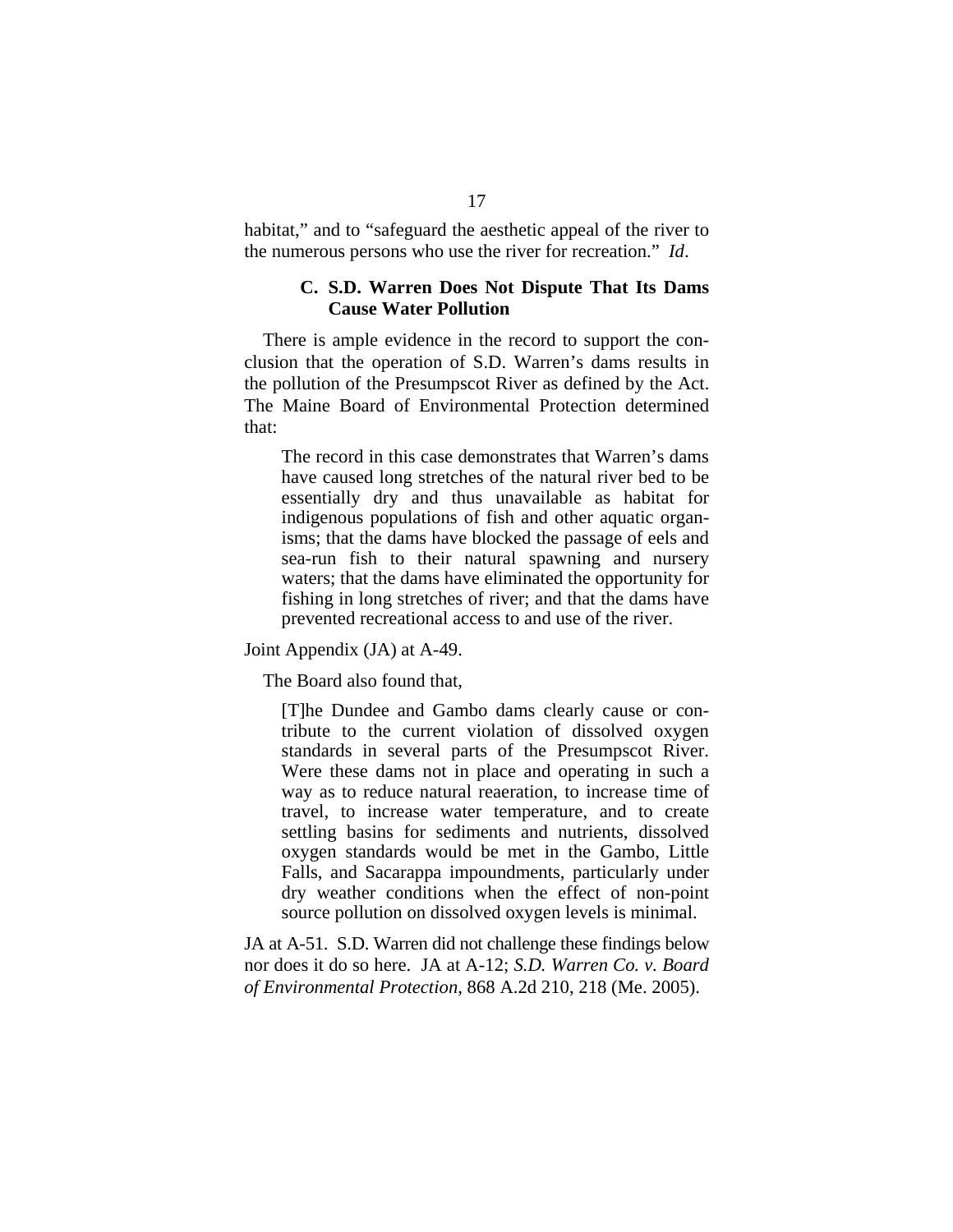habitat," and to "safeguard the aesthetic appeal of the river to the numerous persons who use the river for recreation." *Id*.

### C. S.D. Warren Does Not Dispute That Its Dams Cause Water Pollution

There is ample evidence in the record to support the conclusion that the operation of S.D. Warren's dams results in the pollution of the Presumpscot River as defined by the Act. The Maine Board of Environmental Protection determined that:

> The record in this case demonstrates that Warren's dams have caused long stretches of the natural river bed to be essentially dry and thus unavailable as habitat for indigenous populations of fish and other aquatic organisms; that the dams have blocked the passage of eels and sea-run fish to their natural spawning and nursery waters; that the dams have eliminated the opportunity for fishing in long stretches of river; and that the dams have prevented recreational access to and use of the river.

Joint Appendix (JA) at A-49.

The Board also found that,

> [T]he Dundee and Gambo dams clearly cause or contribute to the current violation of dissolved oxygen standards in several parts of the Presumpscot River. Were these dams not in place and operating in such a way as to reduce natural reaeration, to increase time of travel, to increase water temperature, and to create settling basins for sediments and nutrients, dissolved oxygen standards would be met in the Gambo, Little Falls, and Sacarappa impoundments, particularly under dry weather conditions when the effect of non-point source pollution on dissolved oxygen levels is minimal.

JA at A-51. S.D. Warren did not challenge these findings below nor does it do so here. JA at A-12; *S.D. Warren Co. v. Board of Environmental Protection*, 868 A.2d 210, 218 (Me. 2005).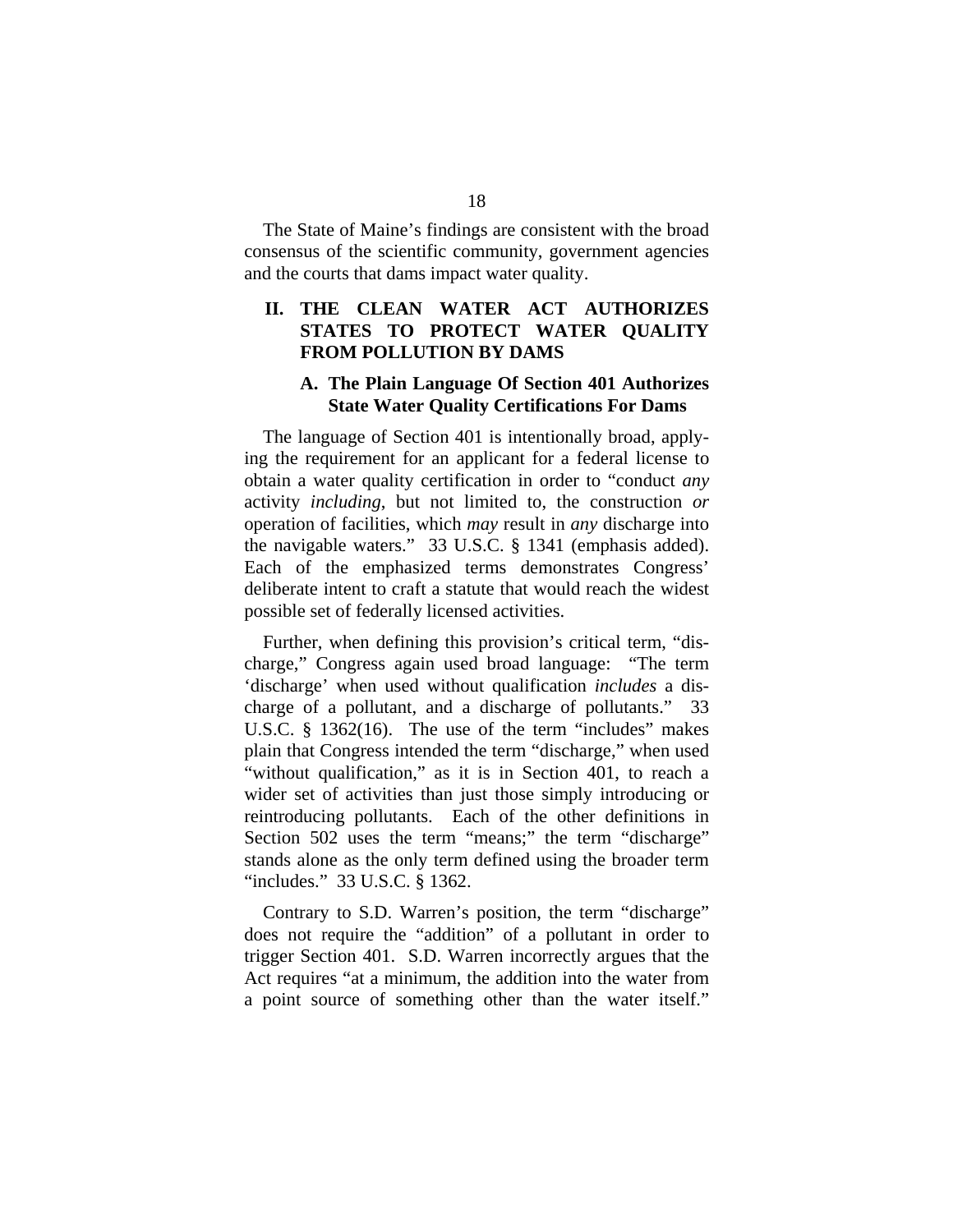The State of Maine's findings are consistent with the broad consensus of the scientific community, government agencies and the courts that dams impact water quality.

## II. THE CLEAN WATER ACT AUTHORIZES STATES TO PROTECT WATER QUALITY FROM POLLUTION BY DAMS

### A. The Plain Language Of Section 401 Authorizes State Water Quality Certifications For Dams

The language of Section 401 is intentionally broad, applying the requirement for an applicant for a federal license to obtain a water quality certification in order to "conduct *any* activity *including*, but not limited to, the construction *or* operation of facilities, which *may* result in *any* discharge into the navigable waters." 33 U.S.C. § 1341 (emphasis added). Each of the emphasized terms demonstrates Congress' deliberate intent to craft a statute that would reach the widest possible set of federally licensed activities.

Further, when defining this provision's critical term, "discharge," Congress again used broad language: "The term 'discharge' when used without qualification *includes* a discharge of a pollutant, and a discharge of pollutants." 33 U.S.C. § 1362(16). The use of the term "includes" makes plain that Congress intended the term "discharge," when used "without qualification," as it is in Section 401, to reach a wider set of activities than just those simply introducing or reintroducing pollutants. Each of the other definitions in Section 502 uses the term "means;" the term "discharge" stands alone as the only term defined using the broader term "includes." 33 U.S.C. § 1362.

Contrary to S.D. Warren's position, the term "discharge" does not require the "addition" of a pollutant in order to trigger Section 401. S.D. Warren incorrectly argues that the Act requires "at a minimum, the addition into the water from a point source of something other than the water itself."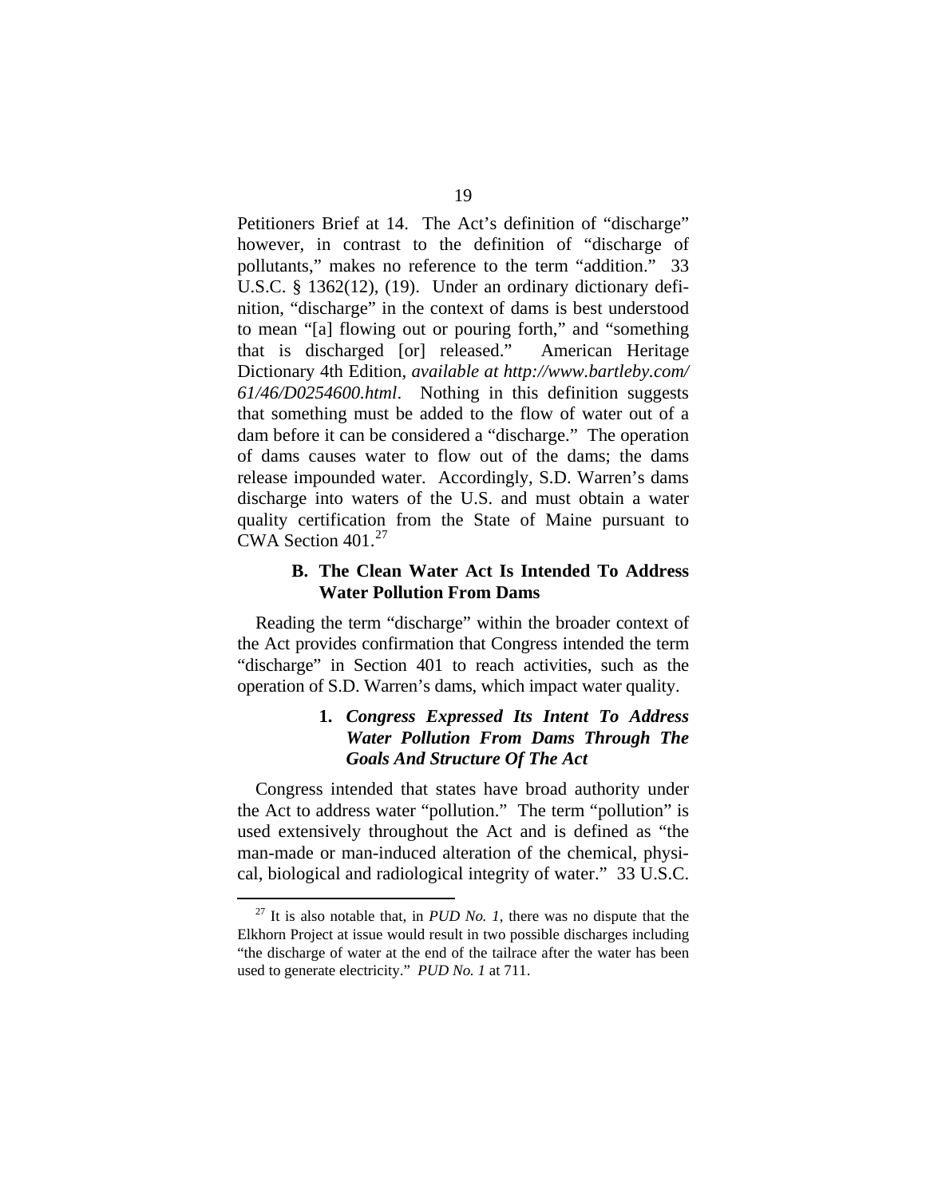Petitioners Brief at 14. The Act's definition of "discharge" however, in contrast to the definition of "discharge of pollutants," makes no reference to the term "addition." 33 U.S.C. § 1362(12), (19). Under an ordinary dictionary definition, "discharge" in the context of dams is best understood to mean "[a] flowing out or pouring forth," and "something that is discharged [or] released." American Heritage Dictionary 4th Edition, *available at http://www.bartleby.com/61/46/D0254600.html*. Nothing in this definition suggests that something must be added to the flow of water out of a dam before it can be considered a "discharge." The operation of dams causes water to flow out of the dams; the dams release impounded water. Accordingly, S.D. Warren's dams discharge into waters of the U.S. and must obtain a water quality certification from the State of Maine pursuant to CWA Section 401.[27]

### B. The Clean Water Act Is Intended To Address Water Pollution From Dams

Reading the term "discharge" within the broader context of the Act provides confirmation that Congress intended the term "discharge" in Section 401 to reach activities, such as the operation of S.D. Warren's dams, which impact water quality.

#### 1. *Congress Expressed Its Intent To Address Water Pollution From Dams Through The Goals And Structure Of The Act*

Congress intended that states have broad authority under the Act to address water "pollution." The term "pollution" is used extensively throughout the Act and is defined as "the man-made or man-induced alteration of the chemical, physical, biological and radiological integrity of water." 33 U.S.C.

---

[27] It is also notable that, in *PUD No. 1*, there was no dispute that the Elkhorn Project at issue would result in two possible discharges including "the discharge of water at the end of the tailrace after the water has been used to generate electricity." *PUD No. 1* at 711.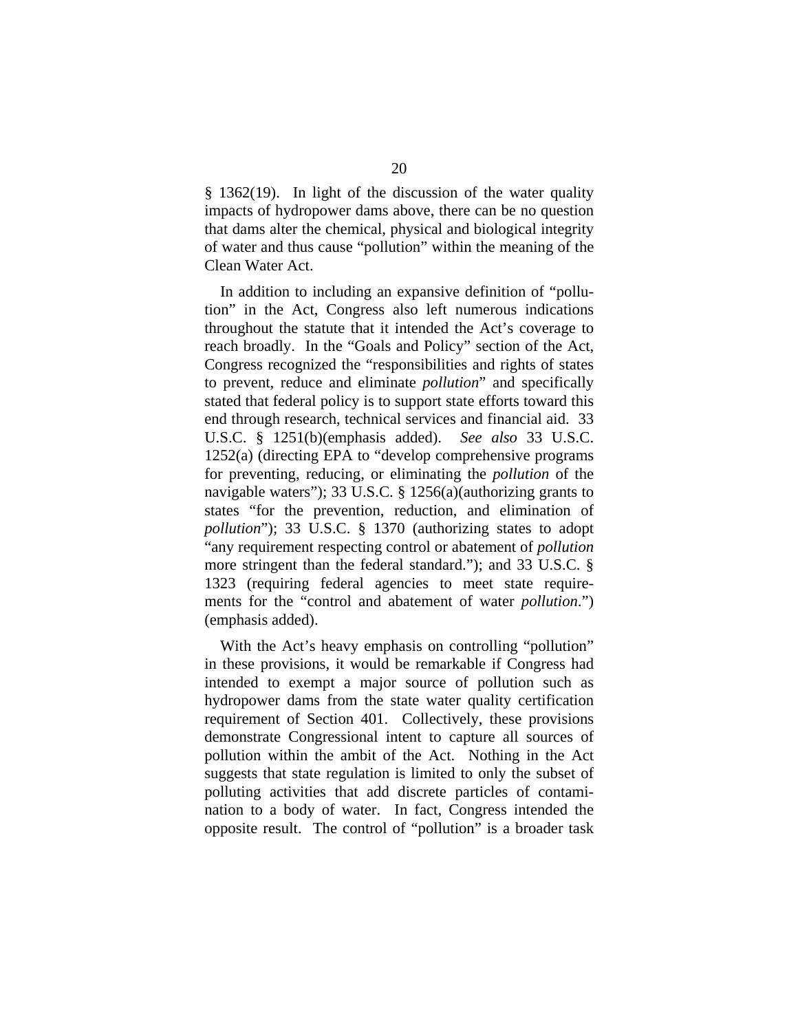§ 1362(19). In light of the discussion of the water quality impacts of hydropower dams above, there can be no question that dams alter the chemical, physical and biological integrity of water and thus cause "pollution" within the meaning of the Clean Water Act.

In addition to including an expansive definition of "pollution" in the Act, Congress also left numerous indications throughout the statute that it intended the Act's coverage to reach broadly. In the "Goals and Policy" section of the Act, Congress recognized the "responsibilities and rights of states to prevent, reduce and eliminate *pollution*" and specifically stated that federal policy is to support state efforts toward this end through research, technical services and financial aid. 33 U.S.C. § 1251(b)(emphasis added). *See also* 33 U.S.C. 1252(a) (directing EPA to "develop comprehensive programs for preventing, reducing, or eliminating the *pollution* of the navigable waters"); 33 U.S.C. § 1256(a)(authorizing grants to states "for the prevention, reduction, and elimination of *pollution*"); 33 U.S.C. § 1370 (authorizing states to adopt "any requirement respecting control or abatement of *pollution* more stringent than the federal standard."); and 33 U.S.C. § 1323 (requiring federal agencies to meet state requirements for the "control and abatement of water *pollution*.") (emphasis added).

With the Act's heavy emphasis on controlling "pollution" in these provisions, it would be remarkable if Congress had intended to exempt a major source of pollution such as hydropower dams from the state water quality certification requirement of Section 401. Collectively, these provisions demonstrate Congressional intent to capture all sources of pollution within the ambit of the Act. Nothing in the Act suggests that state regulation is limited to only the subset of polluting activities that add discrete particles of contamination to a body of water. In fact, Congress intended the opposite result. The control of "pollution" is a broader task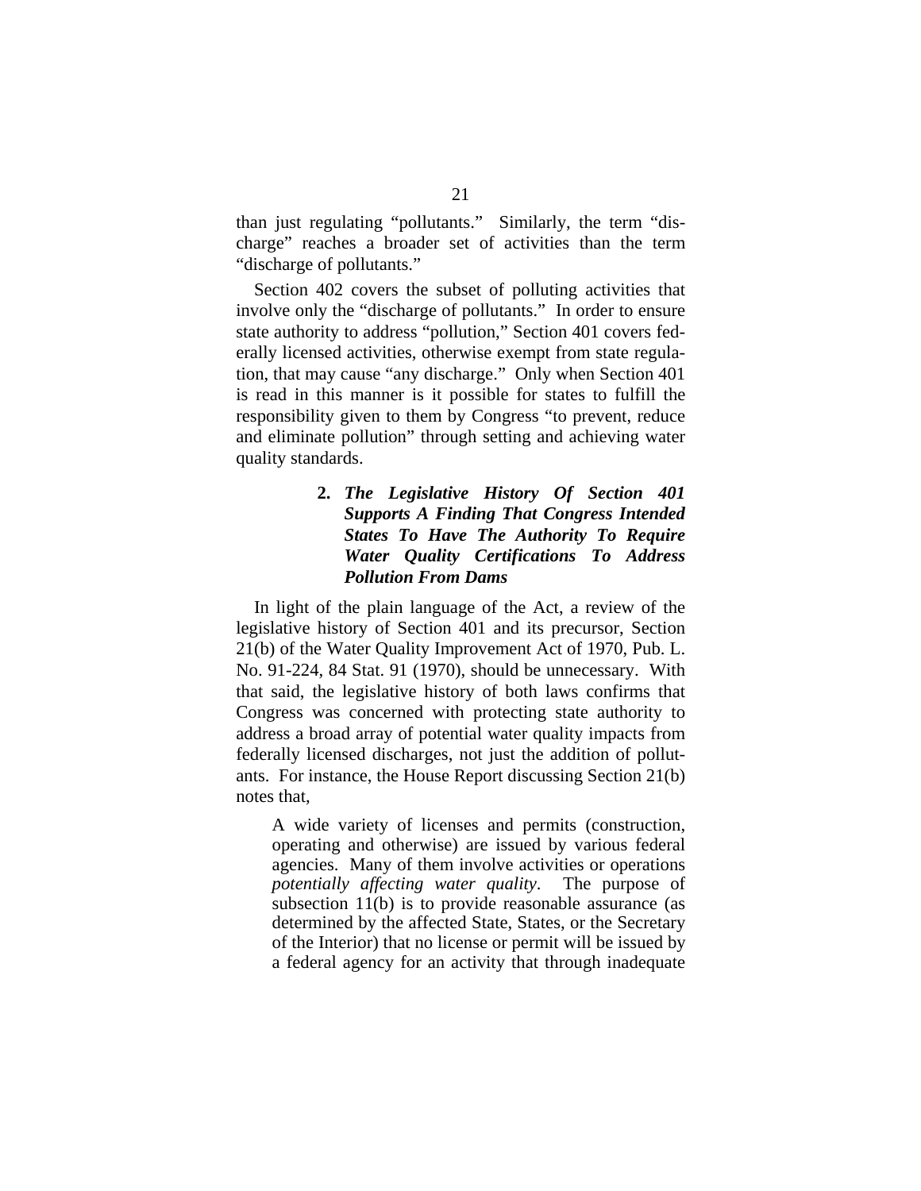than just regulating "pollutants." Similarly, the term "discharge" reaches a broader set of activities than the term "discharge of pollutants."

Section 402 covers the subset of polluting activities that involve only the "discharge of pollutants." In order to ensure state authority to address "pollution," Section 401 covers federally licensed activities, otherwise exempt from state regulation, that may cause "any discharge." Only when Section 401 is read in this manner is it possible for states to fulfill the responsibility given to them by Congress "to prevent, reduce and eliminate pollution" through setting and achieving water quality standards.

### 2. *The Legislative History Of Section 401 Supports A Finding That Congress Intended States To Have The Authority To Require Water Quality Certifications To Address Pollution From Dams*

In light of the plain language of the Act, a review of the legislative history of Section 401 and its precursor, Section 21(b) of the Water Quality Improvement Act of 1970, Pub. L. No. 91-224, 84 Stat. 91 (1970), should be unnecessary. With that said, the legislative history of both laws confirms that Congress was concerned with protecting state authority to address a broad array of potential water quality impacts from federally licensed discharges, not just the addition of pollutants. For instance, the House Report discussing Section 21(b) notes that,

> A wide variety of licenses and permits (construction, operating and otherwise) are issued by various federal agencies. Many of them involve activities or operations *potentially affecting water quality*. The purpose of subsection 11(b) is to provide reasonable assurance (as determined by the affected State, States, or the Secretary of the Interior) that no license or permit will be issued by a federal agency for an activity that through inadequate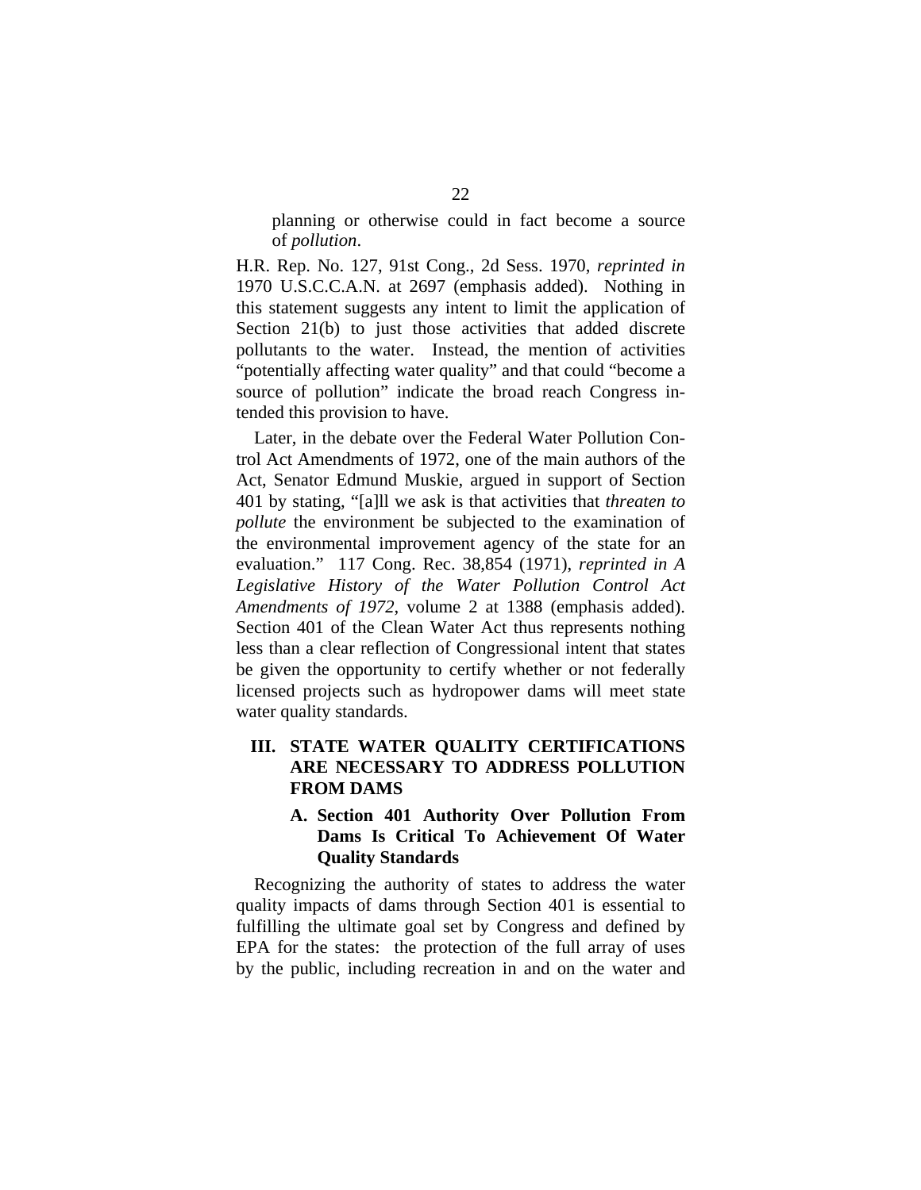> planning or otherwise could in fact become a source of *pollution*.

H.R. Rep. No. 127, 91st Cong., 2d Sess. 1970, *reprinted in* 1970 U.S.C.C.A.N. at 2697 (emphasis added). Nothing in this statement suggests any intent to limit the application of Section 21(b) to just those activities that added discrete pollutants to the water. Instead, the mention of activities "potentially affecting water quality" and that could "become a source of pollution" indicate the broad reach Congress intended this provision to have.

Later, in the debate over the Federal Water Pollution Control Act Amendments of 1972, one of the main authors of the Act, Senator Edmund Muskie, argued in support of Section 401 by stating, "[a]ll we ask is that activities that *threaten to pollute* the environment be subjected to the examination of the environmental improvement agency of the state for an evaluation." 117 Cong. Rec. 38,854 (1971), *reprinted in A Legislative History of the Water Pollution Control Act Amendments of 1972*, volume 2 at 1388 (emphasis added). Section 401 of the Clean Water Act thus represents nothing less than a clear reflection of Congressional intent that states be given the opportunity to certify whether or not federally licensed projects such as hydropower dams will meet state water quality standards.

## III. STATE WATER QUALITY CERTIFICATIONS ARE NECESSARY TO ADDRESS POLLUTION FROM DAMS

### A. Section 401 Authority Over Pollution From Dams Is Critical To Achievement Of Water Quality Standards

Recognizing the authority of states to address the water quality impacts of dams through Section 401 is essential to fulfilling the ultimate goal set by Congress and defined by EPA for the states: the protection of the full array of uses by the public, including recreation in and on the water and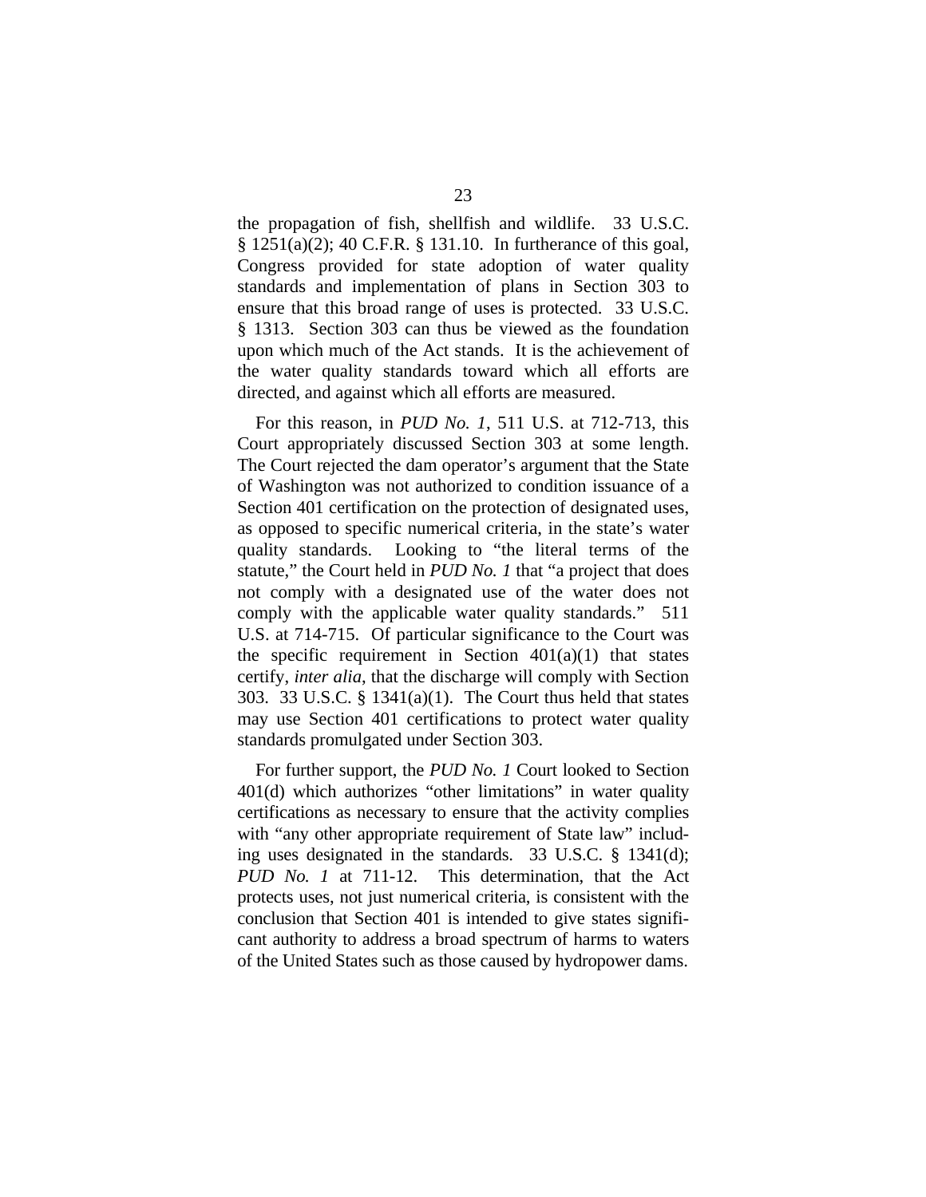the propagation of fish, shellfish and wildlife. 33 U.S.C. § 1251(a)(2); 40 C.F.R. § 131.10. In furtherance of this goal, Congress provided for state adoption of water quality standards and implementation of plans in Section 303 to ensure that this broad range of uses is protected. 33 U.S.C. § 1313. Section 303 can thus be viewed as the foundation upon which much of the Act stands. It is the achievement of the water quality standards toward which all efforts are directed, and against which all efforts are measured.

For this reason, in *PUD No. 1*, 511 U.S. at 712-713, this Court appropriately discussed Section 303 at some length. The Court rejected the dam operator's argument that the State of Washington was not authorized to condition issuance of a Section 401 certification on the protection of designated uses, as opposed to specific numerical criteria, in the state's water quality standards. Looking to "the literal terms of the statute," the Court held in *PUD No. 1* that "a project that does not comply with a designated use of the water does not comply with the applicable water quality standards." 511 U.S. at 714-715. Of particular significance to the Court was the specific requirement in Section 401(a)(1) that states certify, *inter alia*, that the discharge will comply with Section 303. 33 U.S.C. § 1341(a)(1). The Court thus held that states may use Section 401 certifications to protect water quality standards promulgated under Section 303.

For further support, the *PUD No. 1* Court looked to Section 401(d) which authorizes "other limitations" in water quality certifications as necessary to ensure that the activity complies with "any other appropriate requirement of State law" including uses designated in the standards. 33 U.S.C. § 1341(d); *PUD No. 1* at 711-12. This determination, that the Act protects uses, not just numerical criteria, is consistent with the conclusion that Section 401 is intended to give states significant authority to address a broad spectrum of harms to waters of the United States such as those caused by hydropower dams.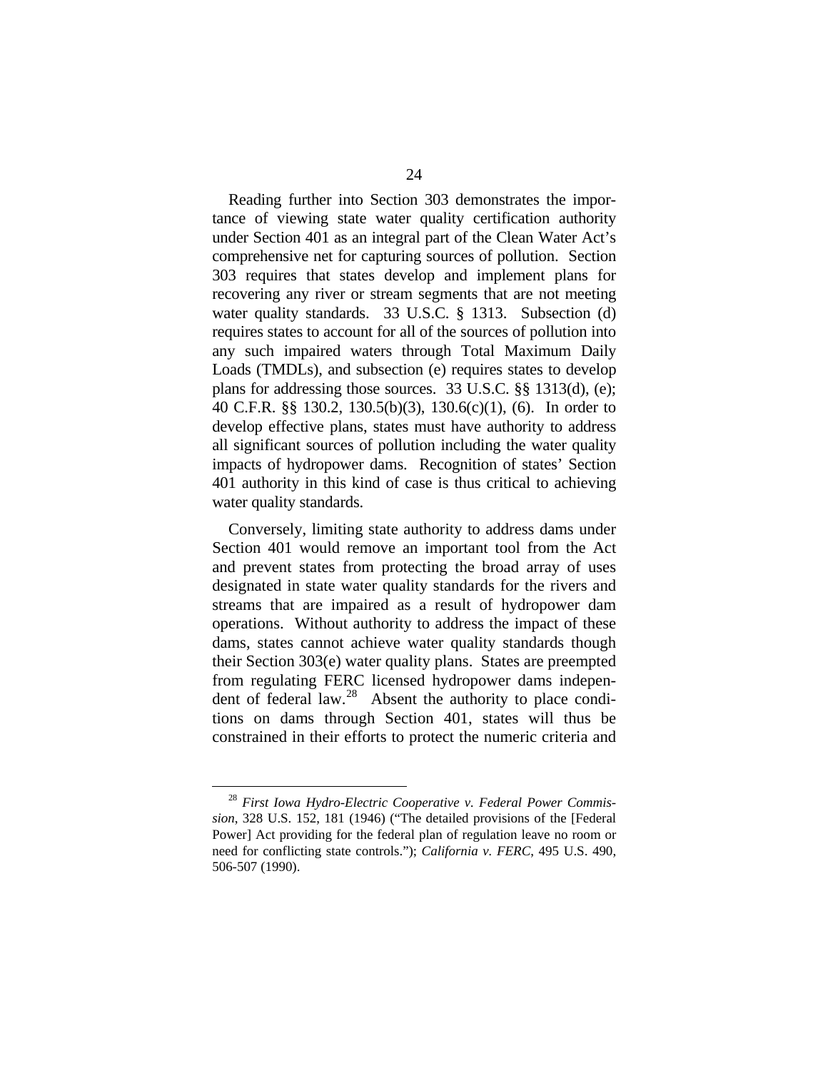Reading further into Section 303 demonstrates the importance of viewing state water quality certification authority under Section 401 as an integral part of the Clean Water Act's comprehensive net for capturing sources of pollution. Section 303 requires that states develop and implement plans for recovering any river or stream segments that are not meeting water quality standards. 33 U.S.C. § 1313. Subsection (d) requires states to account for all of the sources of pollution into any such impaired waters through Total Maximum Daily Loads (TMDLs), and subsection (e) requires states to develop plans for addressing those sources. 33 U.S.C. §§ 1313(d), (e); 40 C.F.R. §§ 130.2, 130.5(b)(3), 130.6(c)(1), (6). In order to develop effective plans, states must have authority to address all significant sources of pollution including the water quality impacts of hydropower dams. Recognition of states' Section 401 authority in this kind of case is thus critical to achieving water quality standards.

Conversely, limiting state authority to address dams under Section 401 would remove an important tool from the Act and prevent states from protecting the broad array of uses designated in state water quality standards for the rivers and streams that are impaired as a result of hydropower dam operations. Without authority to address the impact of these dams, states cannot achieve water quality standards though their Section 303(e) water quality plans. States are preempted from regulating FERC licensed hydropower dams independent of federal law.[28] Absent the authority to place conditions on dams through Section 401, states will thus be constrained in their efforts to protect the numeric criteria and

[28] *First Iowa Hydro-Electric Cooperative v. Federal Power Commission*, 328 U.S. 152, 181 (1946) ("The detailed provisions of the [Federal Power] Act providing for the federal plan of regulation leave no room or need for conflicting state controls."); *California v. FERC*, 495 U.S. 490, 506-507 (1990).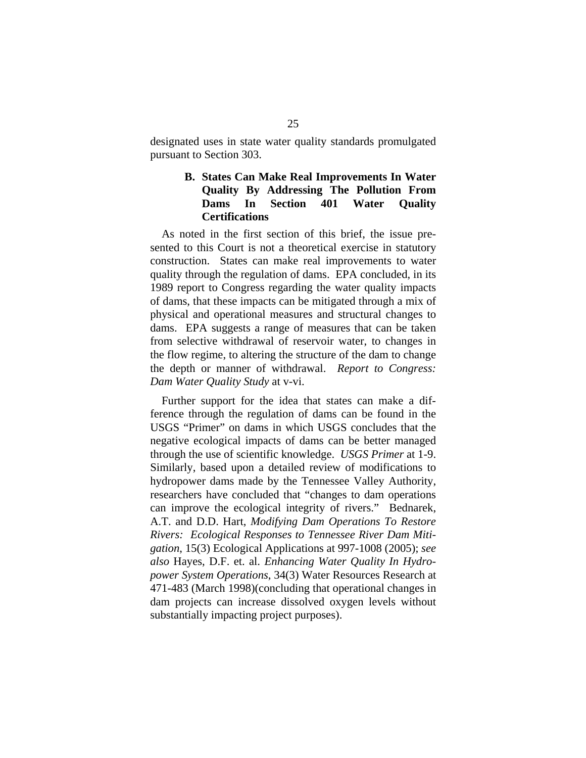designated uses in state water quality standards promulgated pursuant to Section 303.

### B. States Can Make Real Improvements In Water Quality By Addressing The Pollution From Dams In Section 401 Water Quality Certifications

As noted in the first section of this brief, the issue presented to this Court is not a theoretical exercise in statutory construction. States can make real improvements to water quality through the regulation of dams. EPA concluded, in its 1989 report to Congress regarding the water quality impacts of dams, that these impacts can be mitigated through a mix of physical and operational measures and structural changes to dams. EPA suggests a range of measures that can be taken from selective withdrawal of reservoir water, to changes in the flow regime, to altering the structure of the dam to change the depth or manner of withdrawal. *Report to Congress: Dam Water Quality Study* at v-vi.

Further support for the idea that states can make a difference through the regulation of dams can be found in the USGS "Primer" on dams in which USGS concludes that the negative ecological impacts of dams can be better managed through the use of scientific knowledge. *USGS Primer* at 1-9. Similarly, based upon a detailed review of modifications to hydropower dams made by the Tennessee Valley Authority, researchers have concluded that "changes to dam operations can improve the ecological integrity of rivers." Bednarek, A.T. and D.D. Hart, *Modifying Dam Operations To Restore Rivers: Ecological Responses to Tennessee River Dam Mitigation*, 15(3) Ecological Applications at 997-1008 (2005); *see also* Hayes, D.F. et. al. *Enhancing Water Quality In Hydropower System Operations*, 34(3) Water Resources Research at 471-483 (March 1998)(concluding that operational changes in dam projects can increase dissolved oxygen levels without substantially impacting project purposes).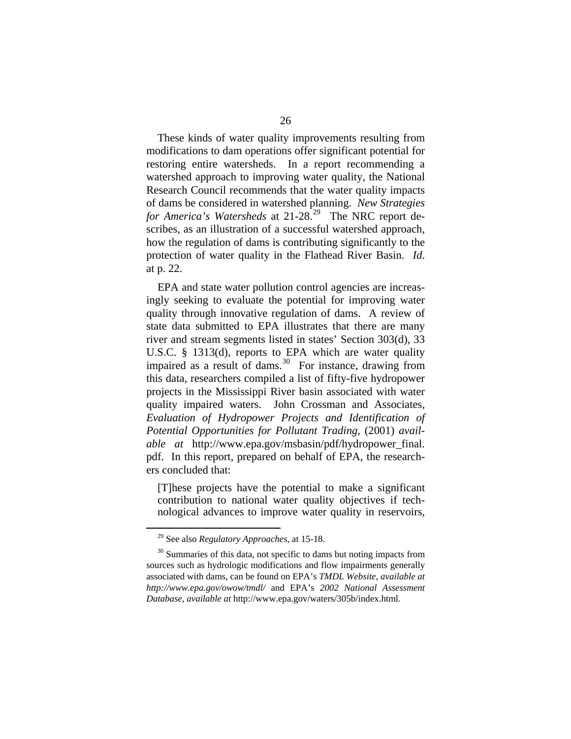These kinds of water quality improvements resulting from modifications to dam operations offer significant potential for restoring entire watersheds. In a report recommending a watershed approach to improving water quality, the National Research Council recommends that the water quality impacts of dams be considered in watershed planning. *New Strategies for America's Watersheds* at 21-28.[29] The NRC report describes, as an illustration of a successful watershed approach, how the regulation of dams is contributing significantly to the protection of water quality in the Flathead River Basin. *Id.* at p. 22.

EPA and state water pollution control agencies are increasingly seeking to evaluate the potential for improving water quality through innovative regulation of dams. A review of state data submitted to EPA illustrates that there are many river and stream segments listed in states' Section 303(d), 33 U.S.C. § 1313(d), reports to EPA which are water quality impaired as a result of dams.[30] For instance, drawing from this data, researchers compiled a list of fifty-five hydropower projects in the Mississippi River basin associated with water quality impaired waters. John Crossman and Associates, *Evaluation of Hydropower Projects and Identification of Potential Opportunities for Pollutant Trading*, (2001) *available at* http://www.epa.gov/msbasin/pdf/hydropower_final.pdf. In this report, prepared on behalf of EPA, the researchers concluded that:

> [T]hese projects have the potential to make a significant contribution to national water quality objectives if technological advances to improve water quality in reservoirs,

---

[29] See also *Regulatory Approaches*, at 15-18.

[30] Summaries of this data, not specific to dams but noting impacts from sources such as hydrologic modifications and flow impairments generally associated with dams, can be found on EPA's *TMDL Website*, *available at http://www.epa.gov/owow/tmdl/* and EPA's *2002 National Assessment Database*, *available at* http://www.epa.gov/waters/305b/index.html.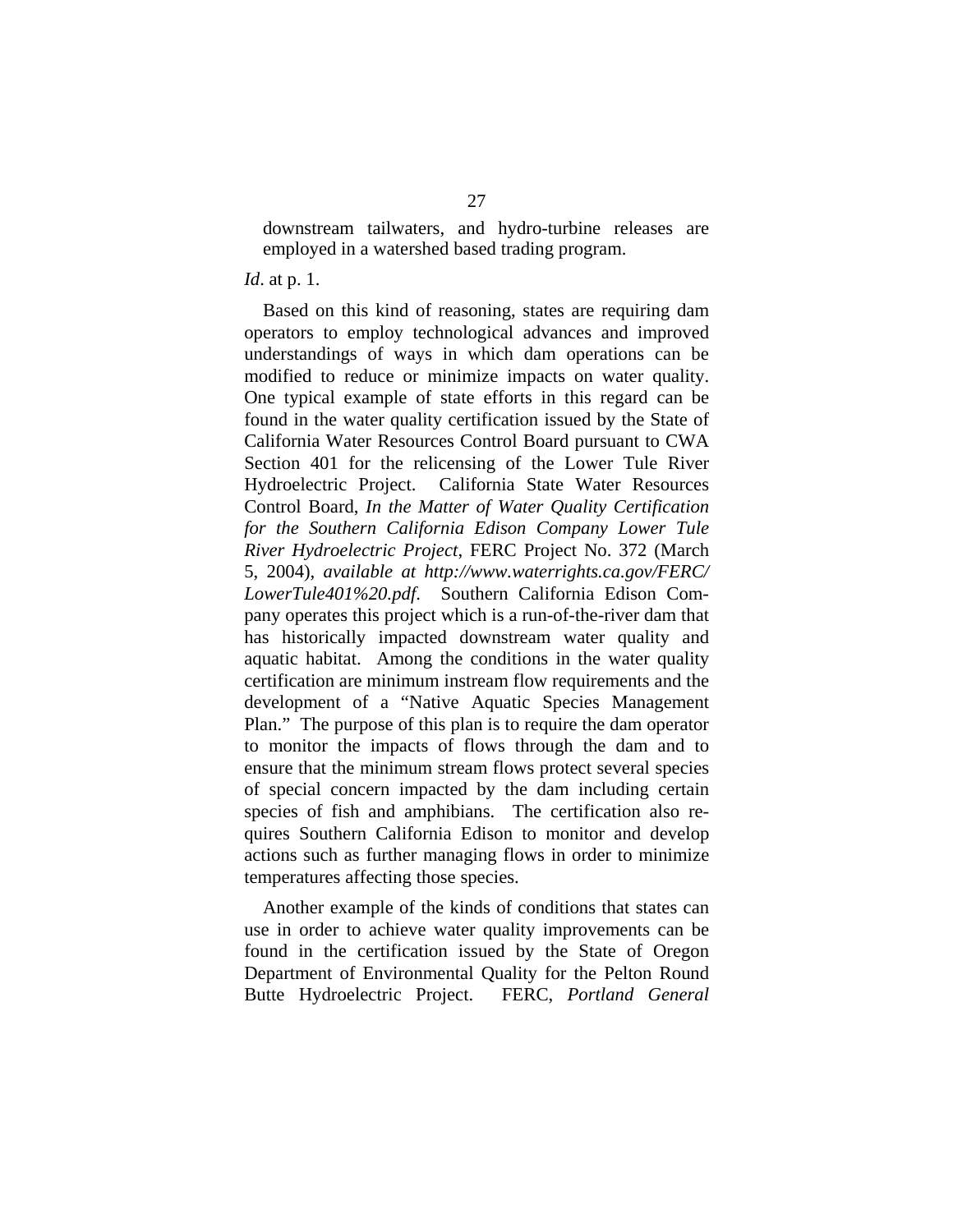downstream tailwaters, and hydro-turbine releases are employed in a watershed based trading program.

*Id*. at p. 1.

Based on this kind of reasoning, states are requiring dam operators to employ technological advances and improved understandings of ways in which dam operations can be modified to reduce or minimize impacts on water quality. One typical example of state efforts in this regard can be found in the water quality certification issued by the State of California Water Resources Control Board pursuant to CWA Section 401 for the relicensing of the Lower Tule River Hydroelectric Project. California State Water Resources Control Board, *In the Matter of Water Quality Certification for the Southern California Edison Company Lower Tule River Hydroelectric Project*, FERC Project No. 372 (March 5, 2004), *available at http://www.waterrights.ca.gov/FERC/LowerTule401%20.pdf*. Southern California Edison Company operates this project which is a run-of-the-river dam that has historically impacted downstream water quality and aquatic habitat. Among the conditions in the water quality certification are minimum instream flow requirements and the development of a "Native Aquatic Species Management Plan." The purpose of this plan is to require the dam operator to monitor the impacts of flows through the dam and to ensure that the minimum stream flows protect several species of special concern impacted by the dam including certain species of fish and amphibians. The certification also requires Southern California Edison to monitor and develop actions such as further managing flows in order to minimize temperatures affecting those species.

Another example of the kinds of conditions that states can use in order to achieve water quality improvements can be found in the certification issued by the State of Oregon Department of Environmental Quality for the Pelton Round Butte Hydroelectric Project. FERC, *Portland General*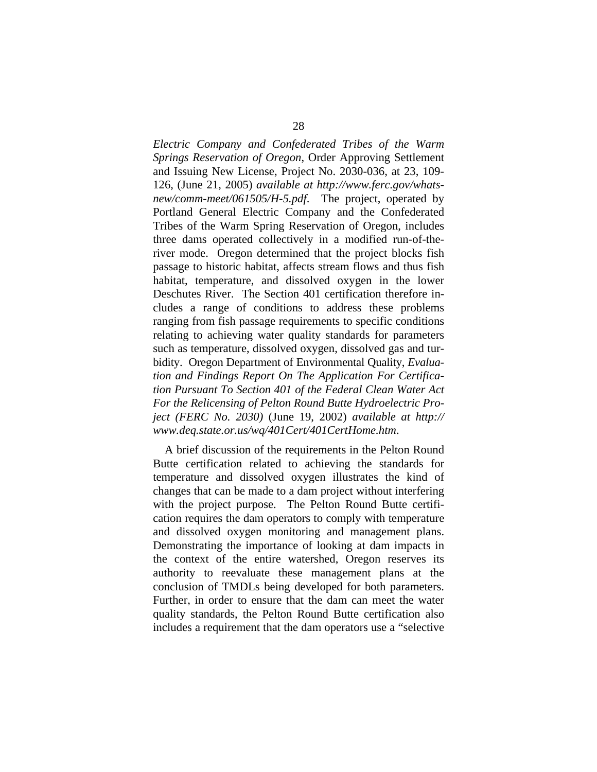*Electric Company and Confederated Tribes of the Warm Springs Reservation of Oregon*, Order Approving Settlement and Issuing New License, Project No. 2030-036, at 23, 109-126, (June 21, 2005) *available at http://www.ferc.gov/whats-new/comm-meet/061505/H-5.pdf*. The project, operated by Portland General Electric Company and the Confederated Tribes of the Warm Spring Reservation of Oregon, includes three dams operated collectively in a modified run-of-the-river mode. Oregon determined that the project blocks fish passage to historic habitat, affects stream flows and thus fish habitat, temperature, and dissolved oxygen in the lower Deschutes River. The Section 401 certification therefore includes a range of conditions to address these problems ranging from fish passage requirements to specific conditions relating to achieving water quality standards for parameters such as temperature, dissolved oxygen, dissolved gas and turbidity. Oregon Department of Environmental Quality, *Evaluation and Findings Report On The Application For Certification Pursuant To Section 401 of the Federal Clean Water Act For the Relicensing of Pelton Round Butte Hydroelectric Project (FERC No. 2030)* (June 19, 2002) *available at http://www.deq.state.or.us/wq/401Cert/401CertHome.htm*.

A brief discussion of the requirements in the Pelton Round Butte certification related to achieving the standards for temperature and dissolved oxygen illustrates the kind of changes that can be made to a dam project without interfering with the project purpose. The Pelton Round Butte certification requires the dam operators to comply with temperature and dissolved oxygen monitoring and management plans. Demonstrating the importance of looking at dam impacts in the context of the entire watershed, Oregon reserves its authority to reevaluate these management plans at the conclusion of TMDLs being developed for both parameters. Further, in order to ensure that the dam can meet the water quality standards, the Pelton Round Butte certification also includes a requirement that the dam operators use a "selective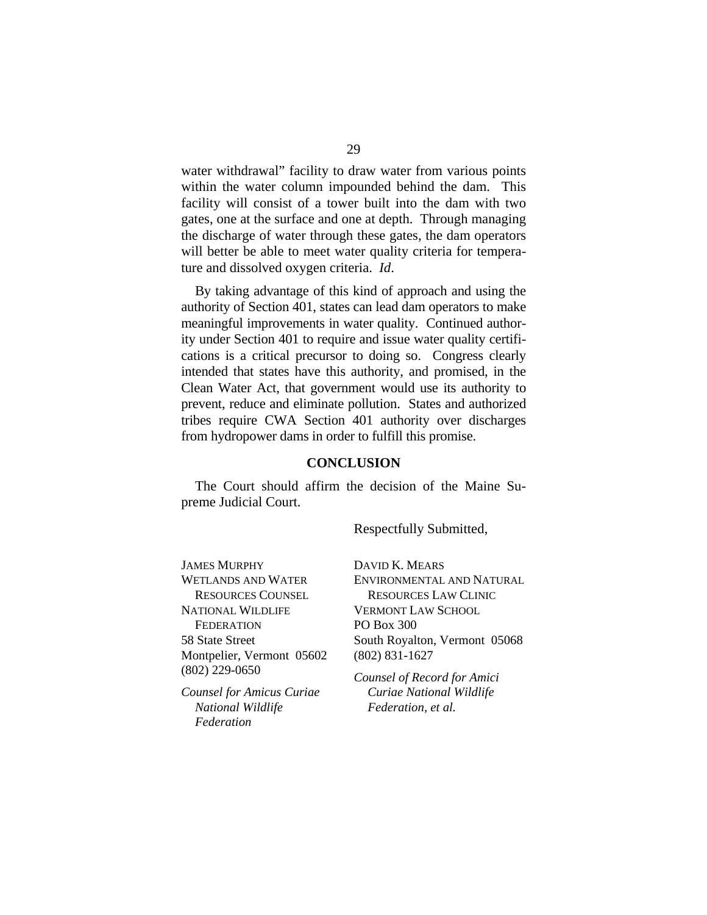water withdrawal" facility to draw water from various points within the water column impounded behind the dam. This facility will consist of a tower built into the dam with two gates, one at the surface and one at depth. Through managing the discharge of water through these gates, the dam operators will better be able to meet water quality criteria for temperature and dissolved oxygen criteria. *Id*.

By taking advantage of this kind of approach and using the authority of Section 401, states can lead dam operators to make meaningful improvements in water quality. Continued authority under Section 401 to require and issue water quality certifications is a critical precursor to doing so. Congress clearly intended that states have this authority, and promised, in the Clean Water Act, that government would use its authority to prevent, reduce and eliminate pollution. States and authorized tribes require CWA Section 401 authority over discharges from hydropower dams in order to fulfill this promise.

## CONCLUSION

The Court should affirm the decision of the Maine Supreme Judicial Court.

Respectfully Submitted,

JAMES MURPHY
WETLANDS AND WATER RESOURCES COUNSEL
NATIONAL WILDLIFE FEDERATION
58 State Street
Montpelier, Vermont 05602
(802) 229-0650

*Counsel for Amicus Curiae National Wildlife Federation*

DAVID K. MEARS
ENVIRONMENTAL AND NATURAL RESOURCES LAW CLINIC
VERMONT LAW SCHOOL
PO Box 300
South Royalton, Vermont 05068
(802) 831-1627

*Counsel of Record for Amici Curiae National Wildlife Federation, et al.*